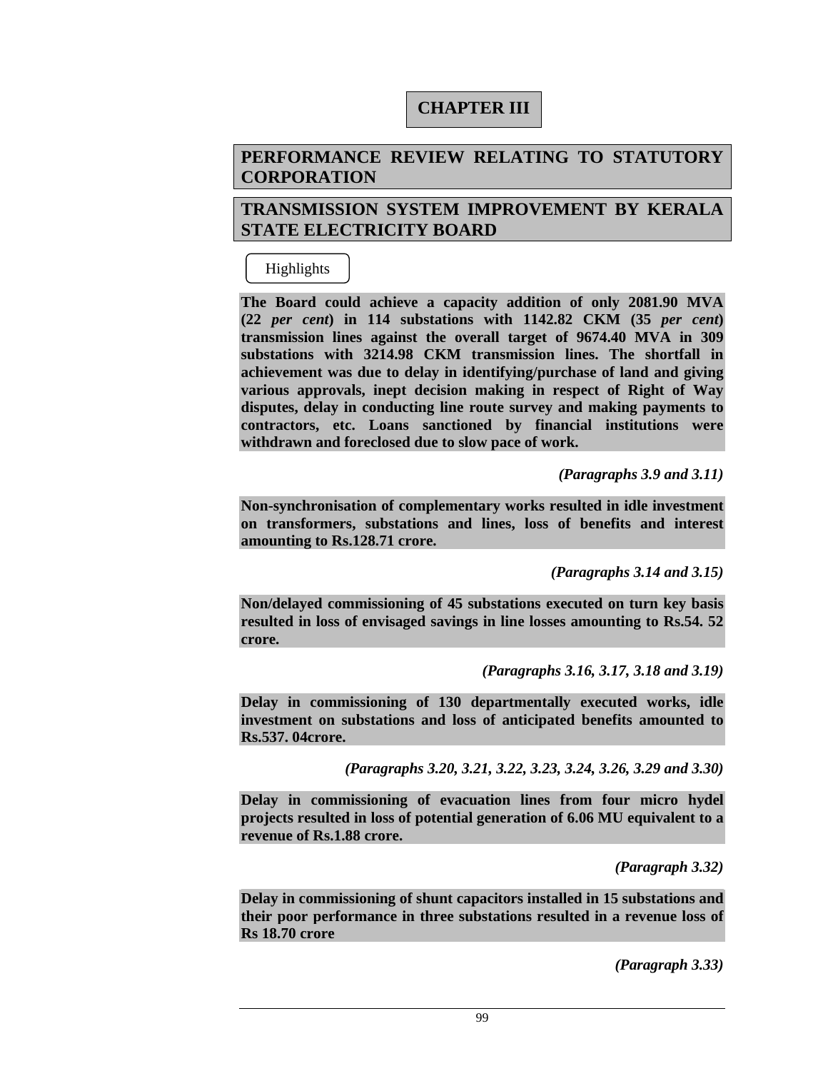# CHAPTER III

## PERFORMANCE REVIEW RELATING TO STATUTORY CORPORATION

## TRANSMISSION SYSTEM IMPROVEMENT BY KERALA STATE ELECTRICITY BOARD

### Highlights

**The Board could achieve a capacity addition of only 2081.90 MVA (22 *per cent*) in 114 substations with 1142.82 CKM (35 *per cent*) transmission lines against the overall target of 9674.40 MVA in 309 substations with 3214.98 CKM transmission lines. The shortfall in achievement was due to delay in identifying/purchase of land and giving various approvals, inept decision making in respect of Right of Way disputes, delay in conducting line route survey and making payments to contractors, etc. Loans sanctioned by financial institutions were withdrawn and foreclosed due to slow pace of work.**

***(Paragraphs 3.9 and 3.11)***

**Non-synchronisation of complementary works resulted in idle investment on transformers, substations and lines, loss of benefits and interest amounting to Rs.128.71 crore.**

***(Paragraphs 3.14 and 3.15)***

**Non/delayed commissioning of 45 substations executed on turn key basis resulted in loss of envisaged savings in line losses amounting to Rs.54. 52 crore.**

***(Paragraphs 3.16, 3.17, 3.18 and 3.19)***

**Delay in commissioning of 130 departmentally executed works, idle investment on substations and loss of anticipated benefits amounted to Rs.537. 04crore.**

***(Paragraphs 3.20, 3.21, 3.22, 3.23, 3.24, 3.26, 3.29 and 3.30)***

**Delay in commissioning of evacuation lines from four micro hydel projects resulted in loss of potential generation of 6.06 MU equivalent to a revenue of Rs.1.88 crore.**

***(Paragraph 3.32)***

**Delay in commissioning of shunt capacitors installed in 15 substations and their poor performance in three substations resulted in a revenue loss of Rs 18.70 crore**

***(Paragraph 3.33)***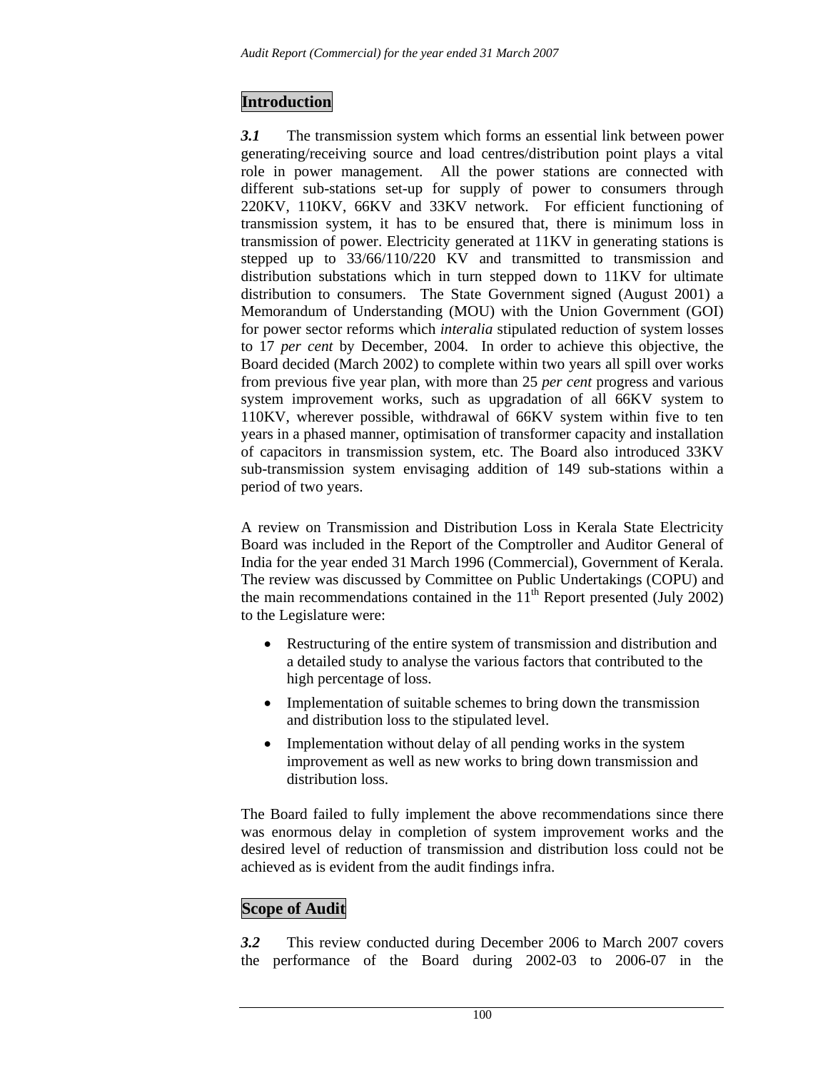## Introduction

***3.1*** The transmission system which forms an essential link between power generating/receiving source and load centres/distribution point plays a vital role in power management. All the power stations are connected with different sub-stations set-up for supply of power to consumers through 220KV, 110KV, 66KV and 33KV network. For efficient functioning of transmission system, it has to be ensured that, there is minimum loss in transmission of power. Electricity generated at 11KV in generating stations is stepped up to 33/66/110/220 KV and transmitted to transmission and distribution substations which in turn stepped down to 11KV for ultimate distribution to consumers. The State Government signed (August 2001) a Memorandum of Understanding (MOU) with the Union Government (GOI) for power sector reforms which *interalia* stipulated reduction of system losses to 17 *per cent* by December, 2004. In order to achieve this objective, the Board decided (March 2002) to complete within two years all spill over works from previous five year plan, with more than 25 *per cent* progress and various system improvement works, such as upgradation of all 66KV system to 110KV, wherever possible, withdrawal of 66KV system within five to ten years in a phased manner, optimisation of transformer capacity and installation of capacitors in transmission system, etc. The Board also introduced 33KV sub-transmission system envisaging addition of 149 sub-stations within a period of two years.

A review on Transmission and Distribution Loss in Kerala State Electricity Board was included in the Report of the Comptroller and Auditor General of India for the year ended 31 March 1996 (Commercial), Government of Kerala. The review was discussed by Committee on Public Undertakings (COPU) and the main recommendations contained in the 11th Report presented (July 2002) to the Legislature were:

- Restructuring of the entire system of transmission and distribution and a detailed study to analyse the various factors that contributed to the high percentage of loss.
- Implementation of suitable schemes to bring down the transmission and distribution loss to the stipulated level.
- Implementation without delay of all pending works in the system improvement as well as new works to bring down transmission and distribution loss.

The Board failed to fully implement the above recommendations since there was enormous delay in completion of system improvement works and the desired level of reduction of transmission and distribution loss could not be achieved as is evident from the audit findings infra.

## Scope of Audit

***3.2*** This review conducted during December 2006 to March 2007 covers the performance of the Board during 2002-03 to 2006-07 in the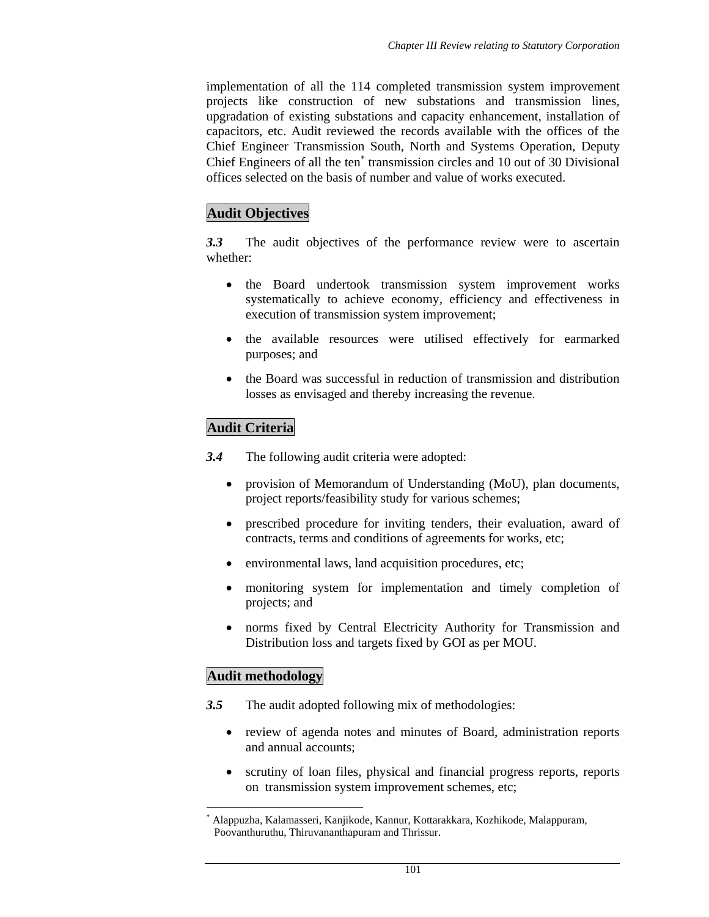implementation of all the 114 completed transmission system improvement projects like construction of new substations and transmission lines, upgradation of existing substations and capacity enhancement, installation of capacitors, etc. Audit reviewed the records available with the offices of the Chief Engineer Transmission South, North and Systems Operation, Deputy Chief Engineers of all the ten* transmission circles and 10 out of 30 Divisional offices selected on the basis of number and value of works executed.

## Audit Objectives

***3.3*** The audit objectives of the performance review were to ascertain whether:

- the Board undertook transmission system improvement works systematically to achieve economy, efficiency and effectiveness in execution of transmission system improvement;
- the available resources were utilised effectively for earmarked purposes; and
- the Board was successful in reduction of transmission and distribution losses as envisaged and thereby increasing the revenue.

## Audit Criteria

***3.4*** The following audit criteria were adopted:

- provision of Memorandum of Understanding (MoU), plan documents, project reports/feasibility study for various schemes;
- prescribed procedure for inviting tenders, their evaluation, award of contracts, terms and conditions of agreements for works, etc;
- environmental laws, land acquisition procedures, etc;
- monitoring system for implementation and timely completion of projects; and
- norms fixed by Central Electricity Authority for Transmission and Distribution loss and targets fixed by GOI as per MOU.

## Audit methodology

***3.5*** The audit adopted following mix of methodologies:

- review of agenda notes and minutes of Board, administration reports and annual accounts;
- scrutiny of loan files, physical and financial progress reports, reports on transmission system improvement schemes, etc;

---

* Alappuzha, Kalamasseri, Kanjikode, Kannur, Kottarakkara, Kozhikode, Malappuram, Poovanthuruthu, Thiruvananthapuram and Thrissur.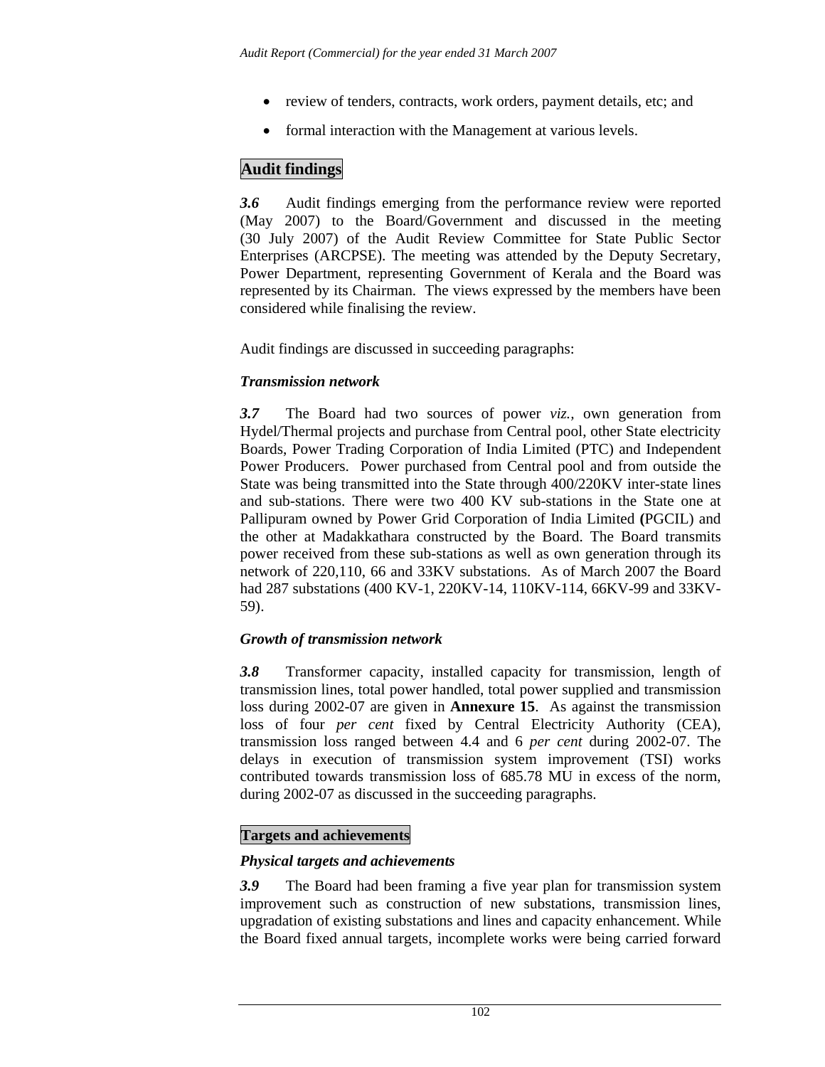- review of tenders, contracts, work orders, payment details, etc; and
- formal interaction with the Management at various levels.

## Audit findings

***3.6*** Audit findings emerging from the performance review were reported (May 2007) to the Board/Government and discussed in the meeting (30 July 2007) of the Audit Review Committee for State Public Sector Enterprises (ARCPSE). The meeting was attended by the Deputy Secretary, Power Department, representing Government of Kerala and the Board was represented by its Chairman. The views expressed by the members have been considered while finalising the review.

Audit findings are discussed in succeeding paragraphs:

### *Transmission network*

***3.7*** The Board had two sources of power *viz.,* own generation from Hydel/Thermal projects and purchase from Central pool, other State electricity Boards, Power Trading Corporation of India Limited (PTC) and Independent Power Producers. Power purchased from Central pool and from outside the State was being transmitted into the State through 400/220KV inter-state lines and sub-stations. There were two 400 KV sub-stations in the State one at Pallipuram owned by Power Grid Corporation of India Limited **(**PGCIL) and the other at Madakkathara constructed by the Board. The Board transmits power received from these sub-stations as well as own generation through its network of 220,110, 66 and 33KV substations. As of March 2007 the Board had 287 substations (400 KV-1, 220KV-14, 110KV-114, 66KV-99 and 33KV-59).

### *Growth of transmission network*

***3.8*** Transformer capacity, installed capacity for transmission, length of transmission lines, total power handled, total power supplied and transmission loss during 2002-07 are given in **Annexure 15**. As against the transmission loss of four *per cent* fixed by Central Electricity Authority (CEA), transmission loss ranged between 4.4 and 6 *per cent* during 2002-07. The delays in execution of transmission system improvement (TSI) works contributed towards transmission loss of 685.78 MU in excess of the norm, during 2002-07 as discussed in the succeeding paragraphs.

## Targets and achievements

### *Physical targets and achievements*

***3.9*** The Board had been framing a five year plan for transmission system improvement such as construction of new substations, transmission lines, upgradation of existing substations and lines and capacity enhancement. While the Board fixed annual targets, incomplete works were being carried forward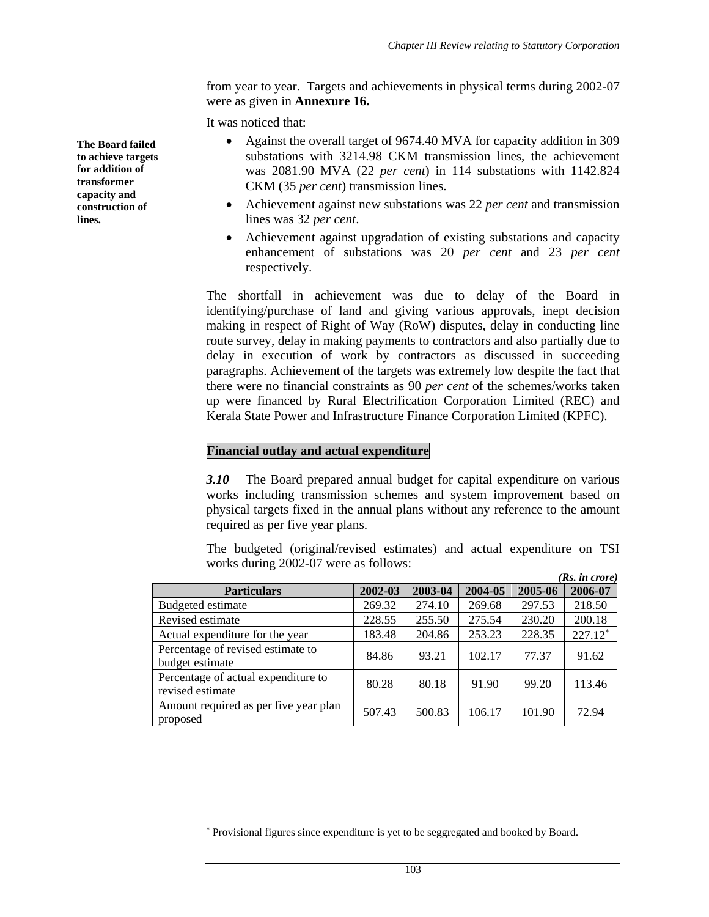from year to year. Targets and achievements in physical terms during 2002-07 were as given in **Annexure 16.**

It was noticed that:

**The Board failed to achieve targets for addition of transformer capacity and construction of lines.**

- Against the overall target of 9674.40 MVA for capacity addition in 309 substations with 3214.98 CKM transmission lines, the achievement was 2081.90 MVA (22 *per cent*) in 114 substations with 1142.824 CKM (35 *per cent*) transmission lines.
- Achievement against new substations was 22 *per cent* and transmission lines was 32 *per cent*.
- Achievement against upgradation of existing substations and capacity enhancement of substations was 20 *per cent* and 23 *per cent* respectively.

The shortfall in achievement was due to delay of the Board in identifying/purchase of land and giving various approvals, inept decision making in respect of Right of Way (RoW) disputes, delay in conducting line route survey, delay in making payments to contractors and also partially due to delay in execution of work by contractors as discussed in succeeding paragraphs. Achievement of the targets was extremely low despite the fact that there were no financial constraints as 90 *per cent* of the schemes/works taken up were financed by Rural Electrification Corporation Limited (REC) and Kerala State Power and Infrastructure Finance Corporation Limited (KPFC).

## Financial outlay and actual expenditure

***3.10*** The Board prepared annual budget for capital expenditure on various works including transmission schemes and system improvement based on physical targets fixed in the annual plans without any reference to the amount required as per five year plans.

The budgeted (original/revised estimates) and actual expenditure on TSI works during 2002-07 were as follows:

***(Rs. in crore)***

| Particulars | 2002-03 | 2003-04 | 2004-05 | 2005-06 | 2006-07 |
|---|---|---|---|---|---|
| Budgeted estimate | 269.32 | 274.10 | 269.68 | 297.53 | 218.50 |
| Revised estimate | 228.55 | 255.50 | 275.54 | 230.20 | 200.18 |
| Actual expenditure for the year | 183.48 | 204.86 | 253.23 | 228.35 | 227.12* |
| Percentage of revised estimate to budget estimate | 84.86 | 93.21 | 102.17 | 77.37 | 91.62 |
| Percentage of actual expenditure to revised estimate | 80.28 | 80.18 | 91.90 | 99.20 | 113.46 |
| Amount required as per five year plan proposed | 507.43 | 500.83 | 106.17 | 101.90 | 72.94 |

\* Provisional figures since expenditure is yet to be seggregated and booked by Board.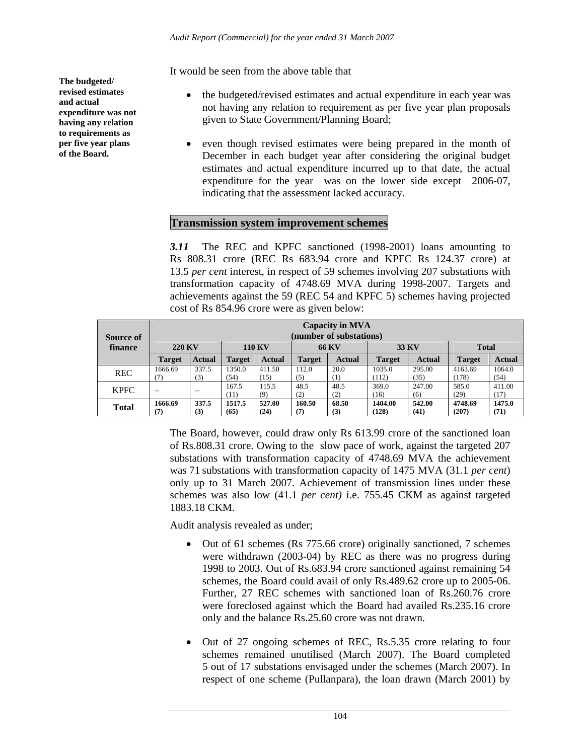It would be seen from the above table that

**The budgeted/ revised estimates and actual expenditure was not having any relation to requirements as per five year plans of the Board.**

- the budgeted/revised estimates and actual expenditure in each year was not having any relation to requirement as per five year plan proposals given to State Government/Planning Board;
- even though revised estimates were being prepared in the month of December in each budget year after considering the original budget estimates and actual expenditure incurred up to that date, the actual expenditure for the year was on the lower side except 2006-07, indicating that the assessment lacked accuracy.

## Transmission system improvement schemes

***3.11*** The REC and KPFC sanctioned (1998-2001) loans amounting to Rs 808.31 crore (REC Rs 683.94 crore and KPFC Rs 124.37 crore) at 13.5 *per cent* interest, in respect of 59 schemes involving 207 substations with transformation capacity of 4748.69 MVA during 1998-2007. Targets and achievements against the 59 (REC 54 and KPFC 5) schemes having projected cost of Rs 854.96 crore were as given below:

| Source of finance | Capacity in MVA (number of substations) | | | | | | | | | |
|---|---|---|---|---|---|---|---|---|---|---|
| | 220 KV | | 110 KV | | 66 KV | | 33 KV | | Total | |
| | Target | Actual | Target | Actual | Target | Actual | Target | Actual | Target | Actual |
| REC | 1666.69 (7) | 337.5 (3) | 1350.0 (54) | 411.50 (15) | 112.0 (5) | 20.0 (1) | 1035.0 (112) | 295.00 (35) | 4163.69 (178) | 1064.0 (54) |
| KPFC | -- | -- | 167.5 (11) | 115.5 (9) | 48.5 (2) | 48.5 (2) | 369.0 (16) | 247.00 (6) | 585.0 (29) | 411.00 (17) |
| **Total** | **1666.69 (7)** | **337.5 (3)** | **1517.5 (65)** | **527.00 (24)** | **160.50 (7)** | **68.50 (3)** | **1404.00 (128)** | **542.00 (41)** | **4748.69 (207)** | **1475.0 (71)** |

The Board, however, could draw only Rs 613.99 crore of the sanctioned loan of Rs.808.31 crore. Owing to the slow pace of work, against the targeted 207 substations with transformation capacity of 4748.69 MVA the achievement was 71 substations with transformation capacity of 1475 MVA (31.1 *per cent*) only up to 31 March 2007. Achievement of transmission lines under these schemes was also low (41.1 *per cent)* i.e. 755.45 CKM as against targeted 1883.18 CKM.

Audit analysis revealed as under;

- Out of 61 schemes (Rs 775.66 crore) originally sanctioned, 7 schemes were withdrawn (2003-04) by REC as there was no progress during 1998 to 2003. Out of Rs.683.94 crore sanctioned against remaining 54 schemes, the Board could avail of only Rs.489.62 crore up to 2005-06. Further, 27 REC schemes with sanctioned loan of Rs.260.76 crore were foreclosed against which the Board had availed Rs.235.16 crore only and the balance Rs.25.60 crore was not drawn.
- Out of 27 ongoing schemes of REC, Rs.5.35 crore relating to four schemes remained unutilised (March 2007). The Board completed 5 out of 17 substations envisaged under the schemes (March 2007). In respect of one scheme (Pullanpara), the loan drawn (March 2001) by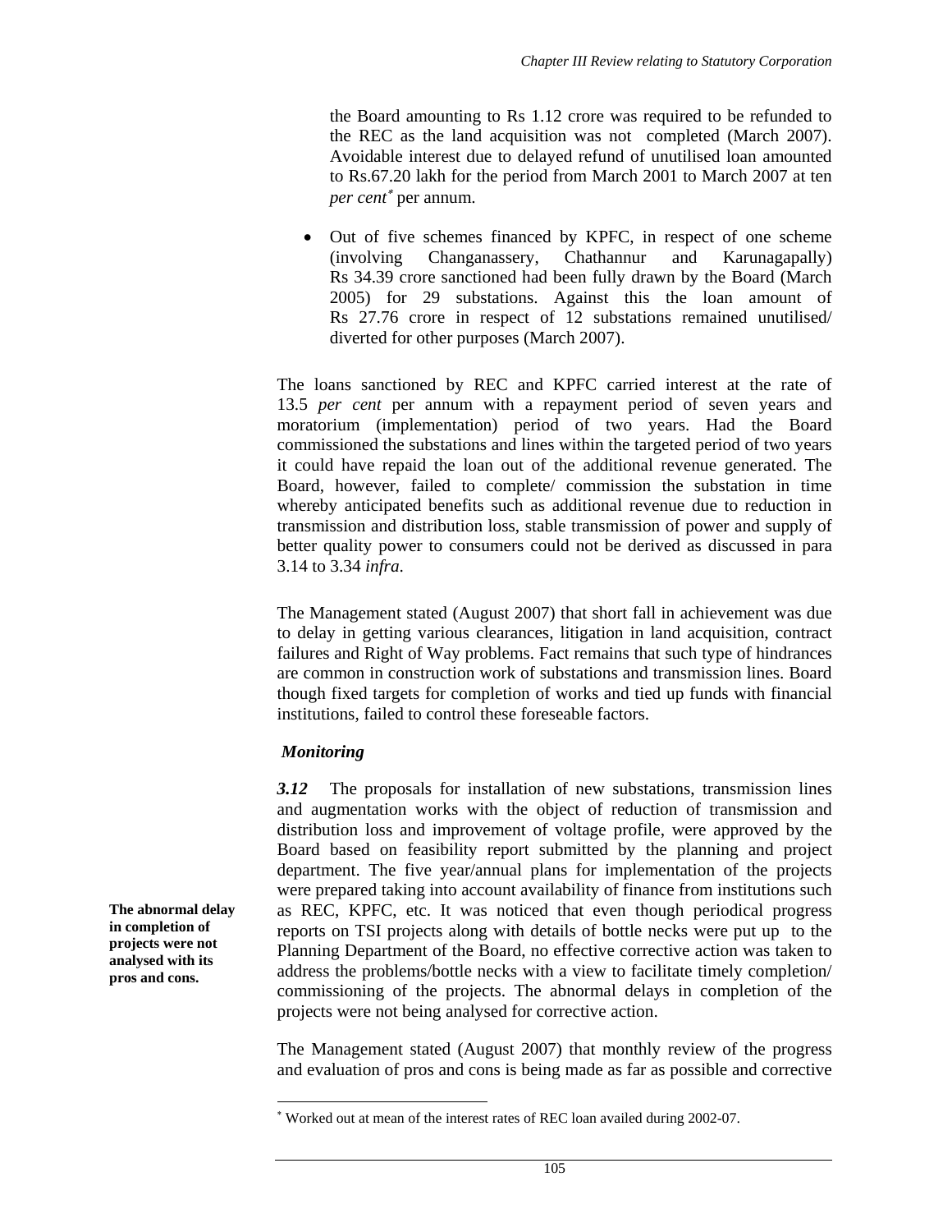the Board amounting to Rs 1.12 crore was required to be refunded to the REC as the land acquisition was not completed (March 2007). Avoidable interest due to delayed refund of unutilised loan amounted to Rs.67.20 lakh for the period from March 2001 to March 2007 at ten *per cent*[*] per annum.

- Out of five schemes financed by KPFC, in respect of one scheme (involving Changanassery, Chathannur and Karunagapally) Rs 34.39 crore sanctioned had been fully drawn by the Board (March 2005) for 29 substations. Against this the loan amount of Rs 27.76 crore in respect of 12 substations remained unutilised/ diverted for other purposes (March 2007).

The loans sanctioned by REC and KPFC carried interest at the rate of 13.5 *per cent* per annum with a repayment period of seven years and moratorium (implementation) period of two years. Had the Board commissioned the substations and lines within the targeted period of two years it could have repaid the loan out of the additional revenue generated. The Board, however, failed to complete/ commission the substation in time whereby anticipated benefits such as additional revenue due to reduction in transmission and distribution loss, stable transmission of power and supply of better quality power to consumers could not be derived as discussed in para 3.14 to 3.34 *infra*.

The Management stated (August 2007) that short fall in achievement was due to delay in getting various clearances, litigation in land acquisition, contract failures and Right of Way problems. Fact remains that such type of hindrances are common in construction work of substations and transmission lines. Board though fixed targets for completion of works and tied up funds with financial institutions, failed to control these foreseable factors.

### *Monitoring*

**The abnormal delay in completion of projects were not analysed with its pros and cons.**

***3.12*** The proposals for installation of new substations, transmission lines and augmentation works with the object of reduction of transmission and distribution loss and improvement of voltage profile, were approved by the Board based on feasibility report submitted by the planning and project department. The five year/annual plans for implementation of the projects were prepared taking into account availability of finance from institutions such as REC, KPFC, etc. It was noticed that even though periodical progress reports on TSI projects along with details of bottle necks were put up to the Planning Department of the Board, no effective corrective action was taken to address the problems/bottle necks with a view to facilitate timely completion/ commissioning of the projects. The abnormal delays in completion of the projects were not being analysed for corrective action.

The Management stated (August 2007) that monthly review of the progress and evaluation of pros and cons is being made as far as possible and corrective

---

[*] Worked out at mean of the interest rates of REC loan availed during 2002-07.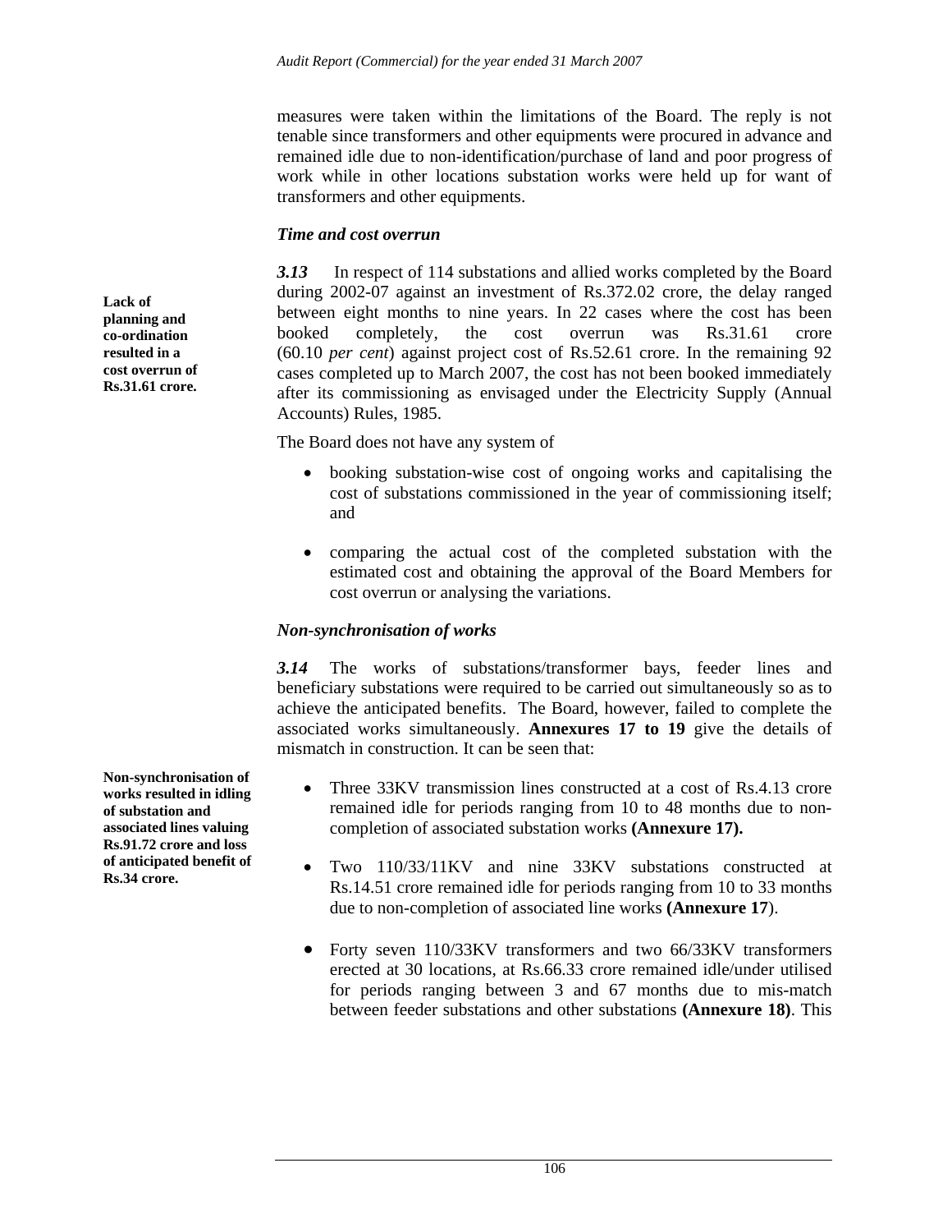measures were taken within the limitations of the Board. The reply is not tenable since transformers and other equipments were procured in advance and remained idle due to non-identification/purchase of land and poor progress of work while in other locations substation works were held up for want of transformers and other equipments.

### *Time and cost overrun*

**Lack of planning and co-ordination resulted in a cost overrun of Rs.31.61 crore.**

***3.13*** In respect of 114 substations and allied works completed by the Board during 2002-07 against an investment of Rs.372.02 crore, the delay ranged between eight months to nine years. In 22 cases where the cost has been booked completely, the cost overrun was Rs.31.61 crore (60.10 *per cent*) against project cost of Rs.52.61 crore. In the remaining 92 cases completed up to March 2007, the cost has not been booked immediately after its commissioning as envisaged under the Electricity Supply (Annual Accounts) Rules, 1985.

The Board does not have any system of

- booking substation-wise cost of ongoing works and capitalising the cost of substations commissioned in the year of commissioning itself; and
- comparing the actual cost of the completed substation with the estimated cost and obtaining the approval of the Board Members for cost overrun or analysing the variations.

### *Non-synchronisation of works*

***3.14*** The works of substations/transformer bays, feeder lines and beneficiary substations were required to be carried out simultaneously so as to achieve the anticipated benefits. The Board, however, failed to complete the associated works simultaneously. **Annexures 17 to 19** give the details of mismatch in construction. It can be seen that:

**Non-synchronisation of works resulted in idling of substation and associated lines valuing Rs.91.72 crore and loss of anticipated benefit of Rs.34 crore.**

- Three 33KV transmission lines constructed at a cost of Rs.4.13 crore remained idle for periods ranging from 10 to 48 months due to non-completion of associated substation works **(Annexure 17).**
- Two 110/33/11KV and nine 33KV substations constructed at Rs.14.51 crore remained idle for periods ranging from 10 to 33 months due to non-completion of associated line works **(Annexure 17**).
- Forty seven 110/33KV transformers and two 66/33KV transformers erected at 30 locations, at Rs.66.33 crore remained idle/under utilised for periods ranging between 3 and 67 months due to mis-match between feeder substations and other substations **(Annexure 18)**. This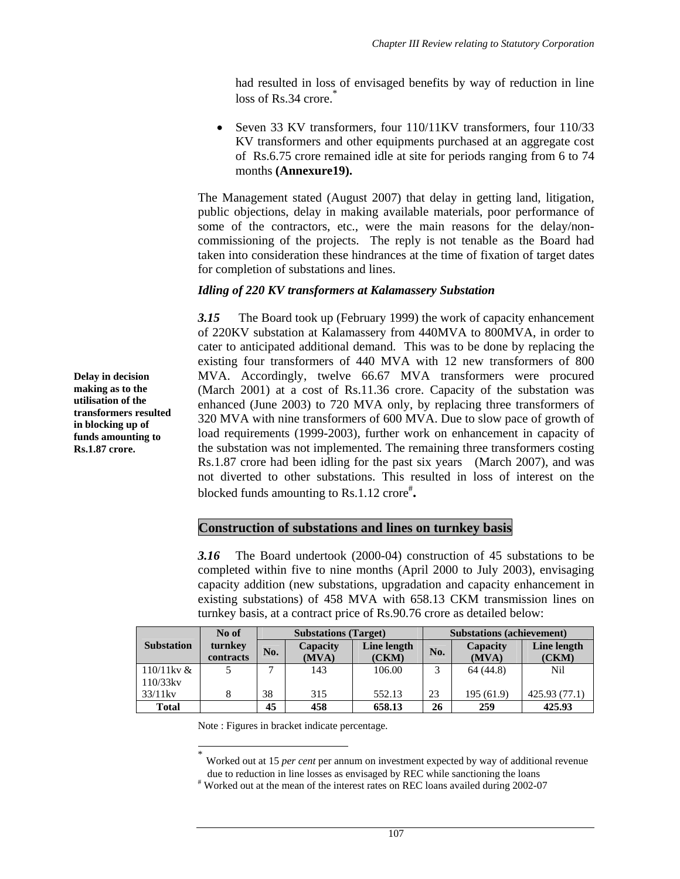had resulted in loss of envisaged benefits by way of reduction in line loss of Rs.34 crore.*

- Seven 33 KV transformers, four 110/11KV transformers, four 110/33 KV transformers and other equipments purchased at an aggregate cost of Rs.6.75 crore remained idle at site for periods ranging from 6 to 74 months **(Annexure19).**

The Management stated (August 2007) that delay in getting land, litigation, public objections, delay in making available materials, poor performance of some of the contractors, etc., were the main reasons for the delay/non-commissioning of the projects. The reply is not tenable as the Board had taken into consideration these hindrances at the time of fixation of target dates for completion of substations and lines.

### *Idling of 220 KV transformers at Kalamassery Substation*

**Delay in decision making as to the utilisation of the transformers resulted in blocking up of funds amounting to Rs.1.87 crore.**

***3.15*** The Board took up (February 1999) the work of capacity enhancement of 220KV substation at Kalamassery from 440MVA to 800MVA, in order to cater to anticipated additional demand. This was to be done by replacing the existing four transformers of 440 MVA with 12 new transformers of 800 MVA. Accordingly, twelve 66.67 MVA transformers were procured (March 2001) at a cost of Rs.11.36 crore. Capacity of the substation was enhanced (June 2003) to 720 MVA only, by replacing three transformers of 320 MVA with nine transformers of 600 MVA. Due to slow pace of growth of load requirements (1999-2003), further work on enhancement in capacity of the substation was not implemented. The remaining three transformers costing Rs.1.87 crore had been idling for the past six years (March 2007), and was not diverted to other substations. This resulted in loss of interest on the blocked funds amounting to Rs.1.12 crore#**.**

## Construction of substations and lines on turnkey basis

***3.16*** The Board undertook (2000-04) construction of 45 substations to be completed within five to nine months (April 2000 to July 2003), envisaging capacity addition (new substations, upgradation and capacity enhancement in existing substations) of 458 MVA with 658.13 CKM transmission lines on turnkey basis, at a contract price of Rs.90.76 crore as detailed below:

| Substation | No of turnkey contracts | Substations (Target) | | | Substations (achievement) | | |
|---|---|---|---|---|---|---|---|
| | | No. | Capacity (MVA) | Line length (CKM) | No. | Capacity (MVA) | Line length (CKM) |
| 110/11kv & 110/33kv | 5 | 7 | 143 | 106.00 | 3 | 64 (44.8) | Nil |
| 33/11kv | 8 | 38 | 315 | 552.13 | 23 | 195 (61.9) | 425.93 (77.1) |
| **Total** | | **45** | **458** | **658.13** | **26** | **259** | **425.93** |

Note : Figures in bracket indicate percentage.

---

\* Worked out at 15 *per cent* per annum on investment expected by way of additional revenue due to reduction in line losses as envisaged by REC while sanctioning the loans

\# Worked out at the mean of the interest rates on REC loans availed during 2002-07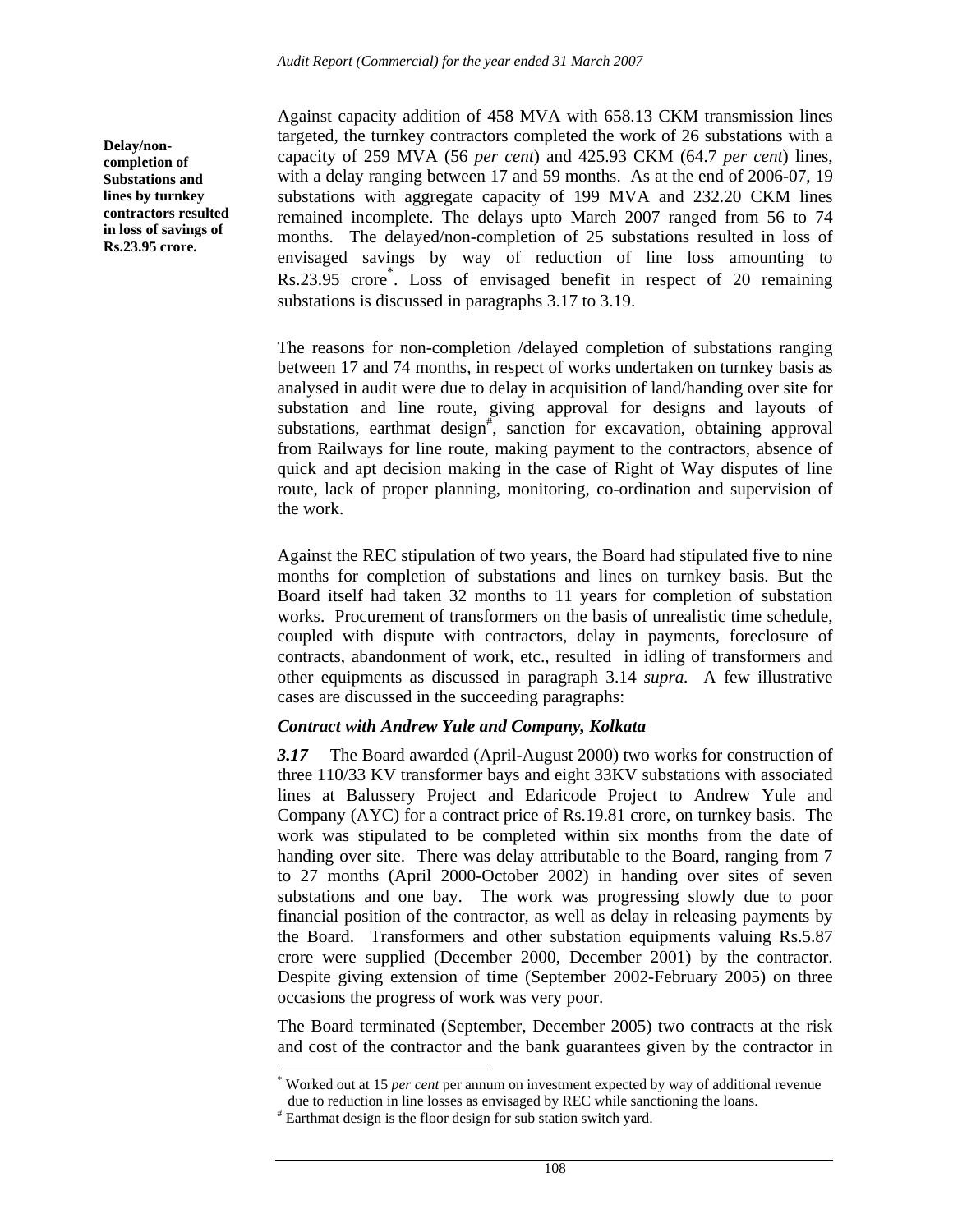**Delay/non-completion of Substations and lines by turnkey contractors resulted in loss of savings of Rs.23.95 crore.**

Against capacity addition of 458 MVA with 658.13 CKM transmission lines targeted, the turnkey contractors completed the work of 26 substations with a capacity of 259 MVA (56 *per cent*) and 425.93 CKM (64.7 *per cent*) lines, with a delay ranging between 17 and 59 months. As at the end of 2006-07, 19 substations with aggregate capacity of 199 MVA and 232.20 CKM lines remained incomplete. The delays upto March 2007 ranged from 56 to 74 months. The delayed/non-completion of 25 substations resulted in loss of envisaged savings by way of reduction of line loss amounting to Rs.23.95 crore[*]. Loss of envisaged benefit in respect of 20 remaining substations is discussed in paragraphs 3.17 to 3.19.

The reasons for non-completion /delayed completion of substations ranging between 17 and 74 months, in respect of works undertaken on turnkey basis as analysed in audit were due to delay in acquisition of land/handing over site for substation and line route, giving approval for designs and layouts of substations, earthmat design[#], sanction for excavation, obtaining approval from Railways for line route, making payment to the contractors, absence of quick and apt decision making in the case of Right of Way disputes of line route, lack of proper planning, monitoring, co-ordination and supervision of the work.

Against the REC stipulation of two years, the Board had stipulated five to nine months for completion of substations and lines on turnkey basis. But the Board itself had taken 32 months to 11 years for completion of substation works. Procurement of transformers on the basis of unrealistic time schedule, coupled with dispute with contractors, delay in payments, foreclosure of contracts, abandonment of work, etc., resulted in idling of transformers and other equipments as discussed in paragraph 3.14 *supra*. A few illustrative cases are discussed in the succeeding paragraphs:

***Contract with Andrew Yule and Company, Kolkata***

***3.17*** The Board awarded (April-August 2000) two works for construction of three 110/33 KV transformer bays and eight 33KV substations with associated lines at Balussery Project and Edaricode Project to Andrew Yule and Company (AYC) for a contract price of Rs.19.81 crore, on turnkey basis. The work was stipulated to be completed within six months from the date of handing over site. There was delay attributable to the Board, ranging from 7 to 27 months (April 2000-October 2002) in handing over sites of seven substations and one bay. The work was progressing slowly due to poor financial position of the contractor, as well as delay in releasing payments by the Board. Transformers and other substation equipments valuing Rs.5.87 crore were supplied (December 2000, December 2001) by the contractor. Despite giving extension of time (September 2002-February 2005) on three occasions the progress of work was very poor.

The Board terminated (September, December 2005) two contracts at the risk and cost of the contractor and the bank guarantees given by the contractor in

---

[*] Worked out at 15 *per cent* per annum on investment expected by way of additional revenue due to reduction in line losses as envisaged by REC while sanctioning the loans.

[#] Earthmat design is the floor design for sub station switch yard.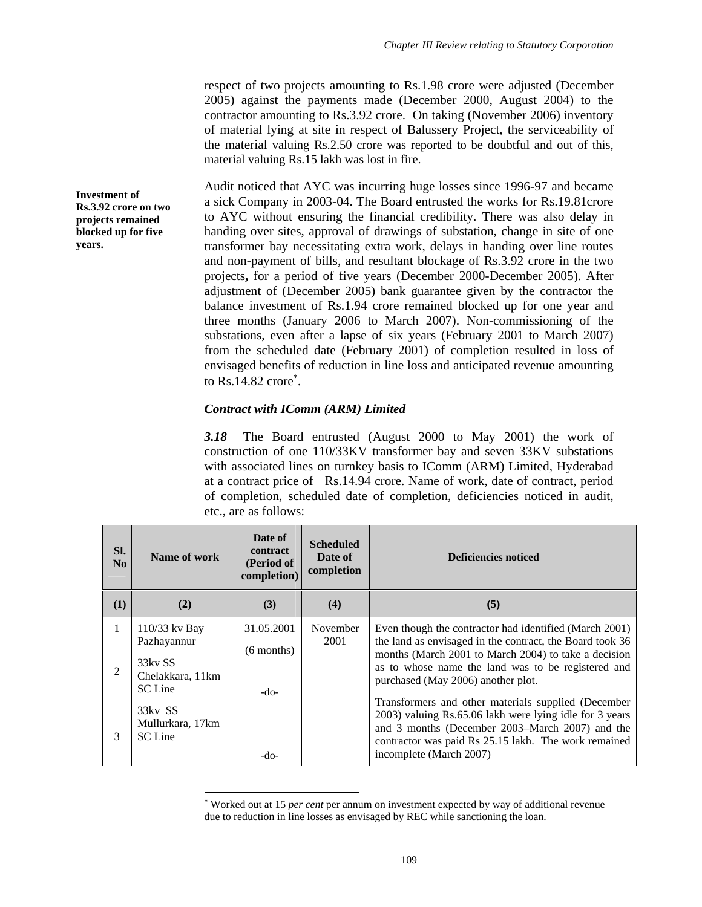respect of two projects amounting to Rs.1.98 crore were adjusted (December 2005) against the payments made (December 2000, August 2004) to the contractor amounting to Rs.3.92 crore. On taking (November 2006) inventory of material lying at site in respect of Balussery Project, the serviceability of the material valuing Rs.2.50 crore was reported to be doubtful and out of this, material valuing Rs.15 lakh was lost in fire.

**Investment of Rs.3.92 crore on two projects remained blocked up for five years.**

Audit noticed that AYC was incurring huge losses since 1996-97 and became a sick Company in 2003-04. The Board entrusted the works for Rs.19.81crore to AYC without ensuring the financial credibility. There was also delay in handing over sites, approval of drawings of substation, change in site of one transformer bay necessitating extra work, delays in handing over line routes and non-payment of bills, and resultant blockage of Rs.3.92 crore in the two projects**,** for a period of five years (December 2000-December 2005). After adjustment of (December 2005) bank guarantee given by the contractor the balance investment of Rs.1.94 crore remained blocked up for one year and three months (January 2006 to March 2007). Non-commissioning of the substations, even after a lapse of six years (February 2001 to March 2007) from the scheduled date (February 2001) of completion resulted in loss of envisaged benefits of reduction in line loss and anticipated revenue amounting to Rs.14.82 crore*.

### *Contract with IComm (ARM) Limited*

***3.18*** The Board entrusted (August 2000 to May 2001) the work of construction of one 110/33KV transformer bay and seven 33KV substations with associated lines on turnkey basis to IComm (ARM) Limited, Hyderabad at a contract price of Rs.14.94 crore. Name of work, date of contract, period of completion, scheduled date of completion, deficiencies noticed in audit, etc., are as follows:

| Sl. No | Name of work | Date of contract (Period of completion) | Scheduled Date of completion | Deficiencies noticed |
|---|---|---|---|---|
| (1) | (2) | (3) | (4) | (5) |
| 1 | 110/33 kv Bay Pazhayannur | 31.05.2001 (6 months) | November 2001 | Even though the contractor had identified (March 2001) the land as envisaged in the contract, the Board took 36 months (March 2001 to March 2004) to take a decision as to whose name the land was to be registered and purchased (May 2006) another plot. |
| 2 | 33kv SS Chelakkara, 11km SC Line | -do- | | Transformers and other materials supplied (December 2003) valuing Rs.65.06 lakh were lying idle for 3 years and 3 months (December 2003–March 2007) and the contractor was paid Rs 25.15 lakh. The work remained incomplete (March 2007) |
| 3 | 33kv SS Mullurkara, 17km SC Line | -do- | | |

* Worked out at 15 *per cent* per annum on investment expected by way of additional revenue due to reduction in line losses as envisaged by REC while sanctioning the loan.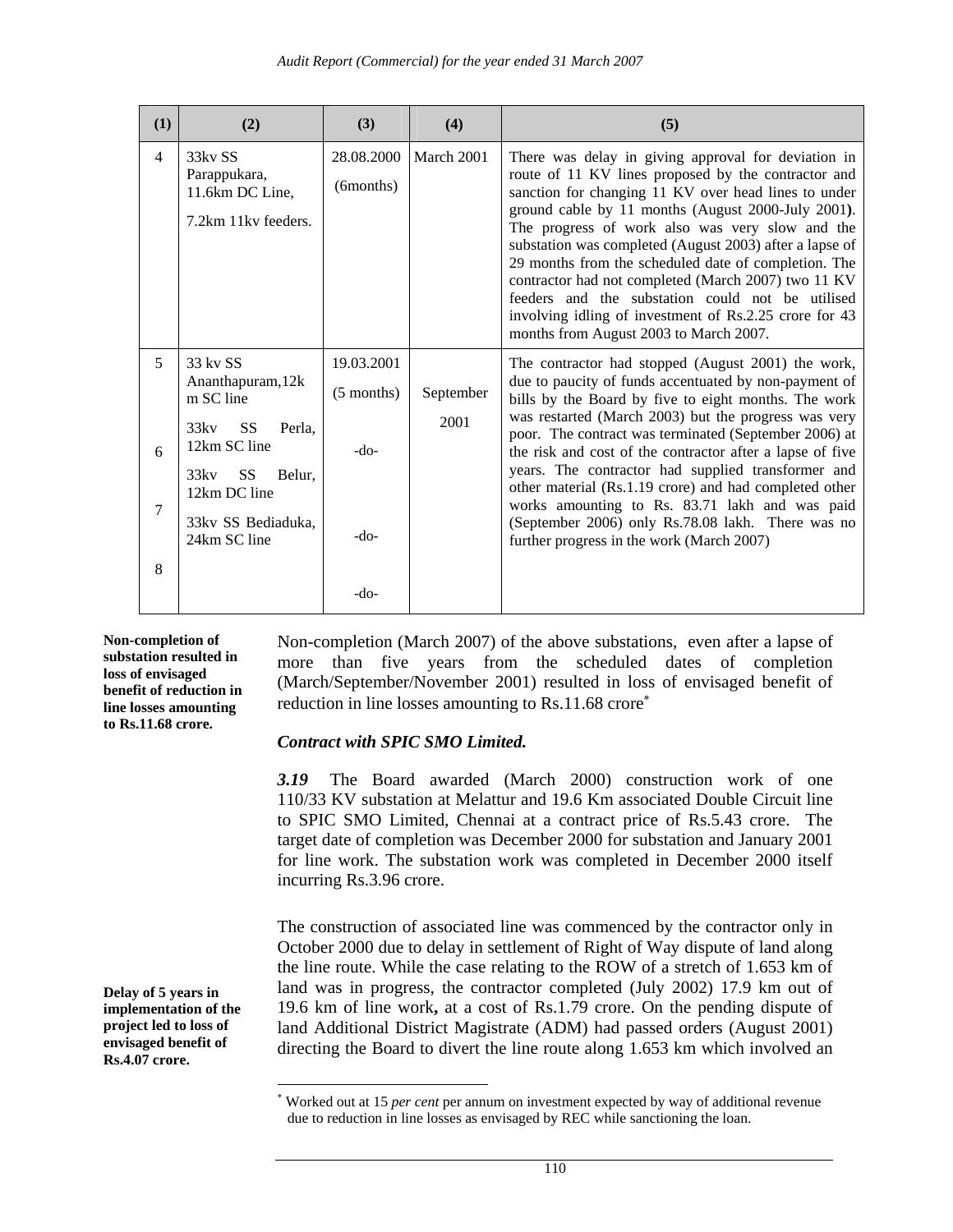| (1) | (2) | (3) | (4) | (5) |
|---|---|---|---|---|
| 4 | 33kv SS Parappukara, 11.6km DC Line, 7.2km 11kv feeders. | 28.08.2000 (6months) | March 2001 | There was delay in giving approval for deviation in route of 11 KV lines proposed by the contractor and sanction for changing 11 KV over head lines to under ground cable by 11 months (August 2000-July 2001**)**. The progress of work also was very slow and the substation was completed (August 2003) after a lapse of 29 months from the scheduled date of completion. The contractor had not completed (March 2007) two 11 KV feeders and the substation could not be utilised involving idling of investment of Rs.2.25 crore for 43 months from August 2003 to March 2007. |
| 5 | 33 kv SS Ananthapuram,12km SC line | 19.03.2001 (5 months) | September 2001 | The contractor had stopped (August 2001) the work, due to paucity of funds accentuated by non-payment of bills by the Board by five to eight months. The work was restarted (March 2003) but the progress was very poor. The contract was terminated (September 2006) at the risk and cost of the contractor after a lapse of five years. The contractor had supplied transformer and other material (Rs.1.19 crore) and had completed other works amounting to Rs. 83.71 lakh and was paid (September 2006) only Rs.78.08 lakh. There was no further progress in the work (March 2007) |
| 6 | 33kv SS Perla, 12km SC line | -do- | | |
| 7 | 33kv SS Belur, 12km DC line | -do- | | |
| 8 | 33kv SS Bediaduka, 24km SC line | -do- | | |

**Non-completion of substation resulted in loss of envisaged benefit of reduction in line losses amounting to Rs.11.68 crore.**

Non-completion (March 2007) of the above substations, even after a lapse of more than five years from the scheduled dates of completion (March/September/November 2001) resulted in loss of envisaged benefit of reduction in line losses amounting to Rs.11.68 crore*

### *Contract with SPIC SMO Limited.*

***3.19*** The Board awarded (March 2000) construction work of one 110/33 KV substation at Melattur and 19.6 Km associated Double Circuit line to SPIC SMO Limited, Chennai at a contract price of Rs.5.43 crore. The target date of completion was December 2000 for substation and January 2001 for line work. The substation work was completed in December 2000 itself incurring Rs.3.96 crore.

**Delay of 5 years in implementation of the project led to loss of envisaged benefit of Rs.4.07 crore.**

The construction of associated line was commenced by the contractor only in October 2000 due to delay in settlement of Right of Way dispute of land along the line route. While the case relating to the ROW of a stretch of 1.653 km of land was in progress, the contractor completed (July 2002) 17.9 km out of 19.6 km of line work**,** at a cost of Rs.1.79 crore. On the pending dispute of land Additional District Magistrate (ADM) had passed orders (August 2001) directing the Board to divert the line route along 1.653 km which involved an

* Worked out at 15 *per cent* per annum on investment expected by way of additional revenue due to reduction in line losses as envisaged by REC while sanctioning the loan.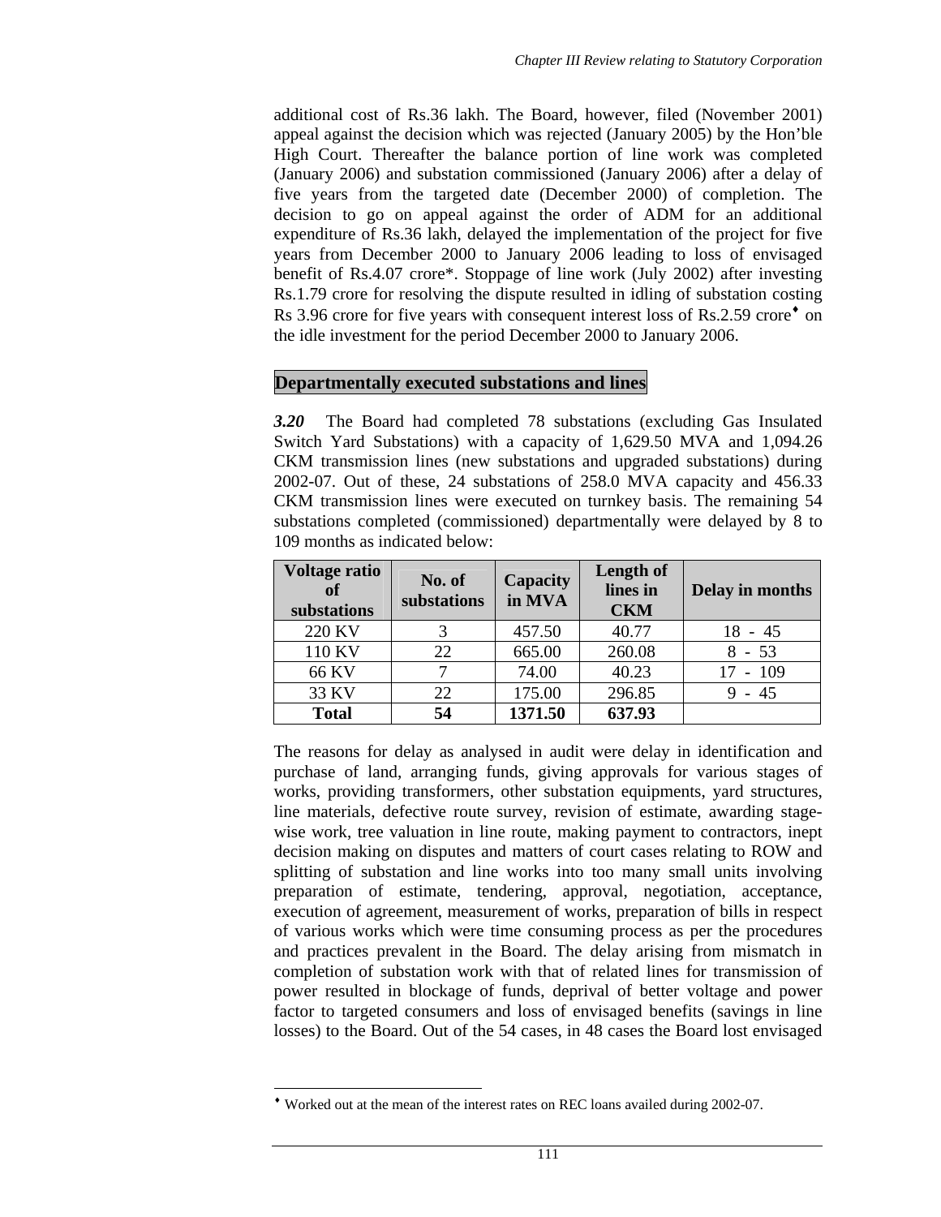additional cost of Rs.36 lakh. The Board, however, filed (November 2001) appeal against the decision which was rejected (January 2005) by the Hon'ble High Court. Thereafter the balance portion of line work was completed (January 2006) and substation commissioned (January 2006) after a delay of five years from the targeted date (December 2000) of completion. The decision to go on appeal against the order of ADM for an additional expenditure of Rs.36 lakh, delayed the implementation of the project for five years from December 2000 to January 2006 leading to loss of envisaged benefit of Rs.4.07 crore*. Stoppage of line work (July 2002) after investing Rs.1.79 crore for resolving the dispute resulted in idling of substation costing Rs 3.96 crore for five years with consequent interest loss of Rs.2.59 crore♦ on the idle investment for the period December 2000 to January 2006.

## Departmentally executed substations and lines

***3.20*** The Board had completed 78 substations (excluding Gas Insulated Switch Yard Substations) with a capacity of 1,629.50 MVA and 1,094.26 CKM transmission lines (new substations and upgraded substations) during 2002-07. Out of these, 24 substations of 258.0 MVA capacity and 456.33 CKM transmission lines were executed on turnkey basis. The remaining 54 substations completed (commissioned) departmentally were delayed by 8 to 109 months as indicated below:

| Voltage ratio of substations | No. of substations | Capacity in MVA | Length of lines in CKM | Delay in months |
|---|---|---|---|---|
| 220 KV | 3 | 457.50 | 40.77 | 18 - 45 |
| 110 KV | 22 | 665.00 | 260.08 | 8 - 53 |
| 66 KV | 7 | 74.00 | 40.23 | 17 - 109 |
| 33 KV | 22 | 175.00 | 296.85 | 9 - 45 |
| **Total** | **54** | **1371.50** | **637.93** | |

The reasons for delay as analysed in audit were delay in identification and purchase of land, arranging funds, giving approvals for various stages of works, providing transformers, other substation equipments, yard structures, line materials, defective route survey, revision of estimate, awarding stage-wise work, tree valuation in line route, making payment to contractors, inept decision making on disputes and matters of court cases relating to ROW and splitting of substation and line works into too many small units involving preparation of estimate, tendering, approval, negotiation, acceptance, execution of agreement, measurement of works, preparation of bills in respect of various works which were time consuming process as per the procedures and practices prevalent in the Board. The delay arising from mismatch in completion of substation work with that of related lines for transmission of power resulted in blockage of funds, deprival of better voltage and power factor to targeted consumers and loss of envisaged benefits (savings in line losses) to the Board. Out of the 54 cases, in 48 cases the Board lost envisaged

---

♦ Worked out at the mean of the interest rates on REC loans availed during 2002-07.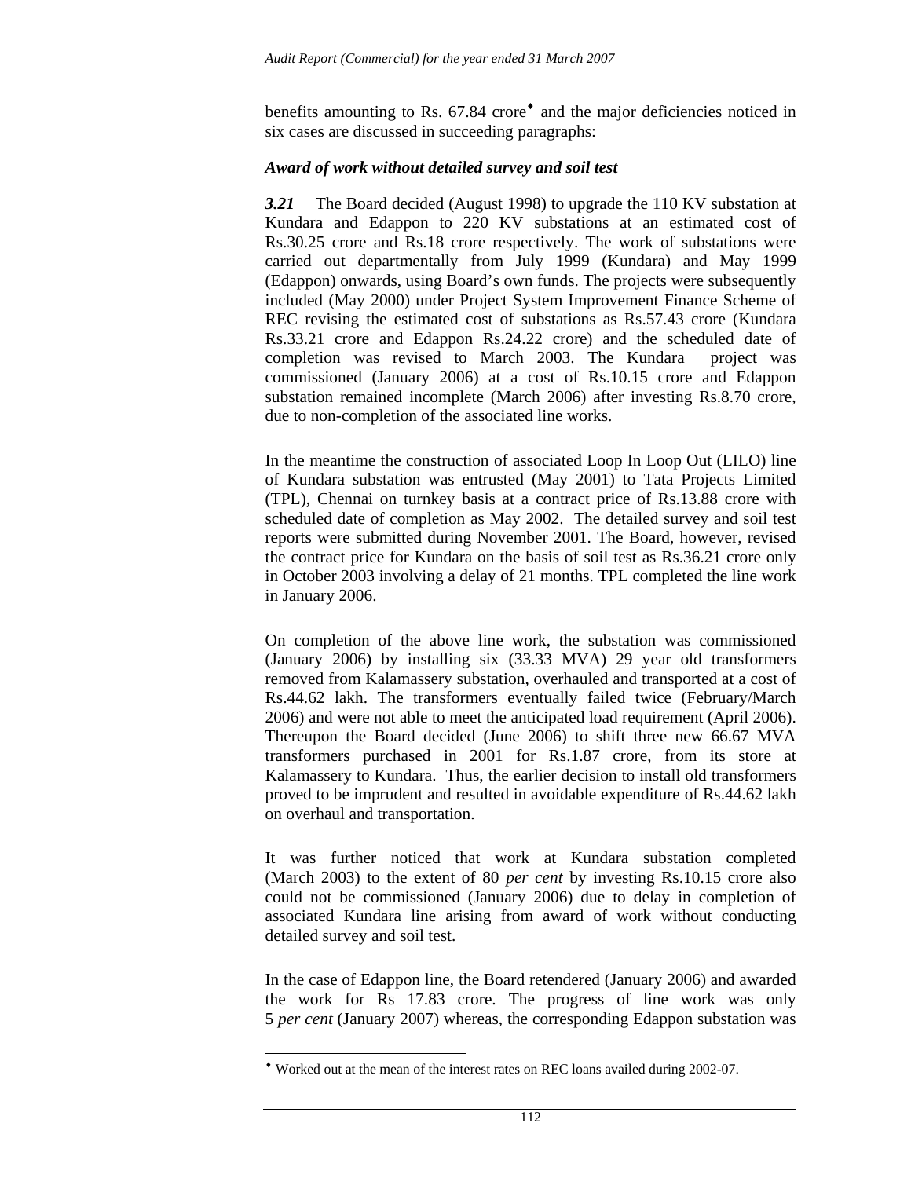benefits amounting to Rs. 67.84 crore[♦] and the major deficiencies noticed in six cases are discussed in succeeding paragraphs:

***Award of work without detailed survey and soil test***

***3.21*** The Board decided (August 1998) to upgrade the 110 KV substation at Kundara and Edappon to 220 KV substations at an estimated cost of Rs.30.25 crore and Rs.18 crore respectively. The work of substations were carried out departmentally from July 1999 (Kundara) and May 1999 (Edappon) onwards, using Board's own funds. The projects were subsequently included (May 2000) under Project System Improvement Finance Scheme of REC revising the estimated cost of substations as Rs.57.43 crore (Kundara Rs.33.21 crore and Edappon Rs.24.22 crore) and the scheduled date of completion was revised to March 2003. The Kundara project was commissioned (January 2006) at a cost of Rs.10.15 crore and Edappon substation remained incomplete (March 2006) after investing Rs.8.70 crore, due to non-completion of the associated line works.

In the meantime the construction of associated Loop In Loop Out (LILO) line of Kundara substation was entrusted (May 2001) to Tata Projects Limited (TPL), Chennai on turnkey basis at a contract price of Rs.13.88 crore with scheduled date of completion as May 2002. The detailed survey and soil test reports were submitted during November 2001. The Board, however, revised the contract price for Kundara on the basis of soil test as Rs.36.21 crore only in October 2003 involving a delay of 21 months. TPL completed the line work in January 2006.

On completion of the above line work, the substation was commissioned (January 2006) by installing six (33.33 MVA) 29 year old transformers removed from Kalamassery substation, overhauled and transported at a cost of Rs.44.62 lakh. The transformers eventually failed twice (February/March 2006) and were not able to meet the anticipated load requirement (April 2006). Thereupon the Board decided (June 2006) to shift three new 66.67 MVA transformers purchased in 2001 for Rs.1.87 crore, from its store at Kalamassery to Kundara. Thus, the earlier decision to install old transformers proved to be imprudent and resulted in avoidable expenditure of Rs.44.62 lakh on overhaul and transportation.

It was further noticed that work at Kundara substation completed (March 2003) to the extent of 80 *per cent* by investing Rs.10.15 crore also could not be commissioned (January 2006) due to delay in completion of associated Kundara line arising from award of work without conducting detailed survey and soil test.

In the case of Edappon line, the Board retendered (January 2006) and awarded the work for Rs 17.83 crore. The progress of line work was only 5 *per cent* (January 2007) whereas, the corresponding Edappon substation was

---

[♦] Worked out at the mean of the interest rates on REC loans availed during 2002-07.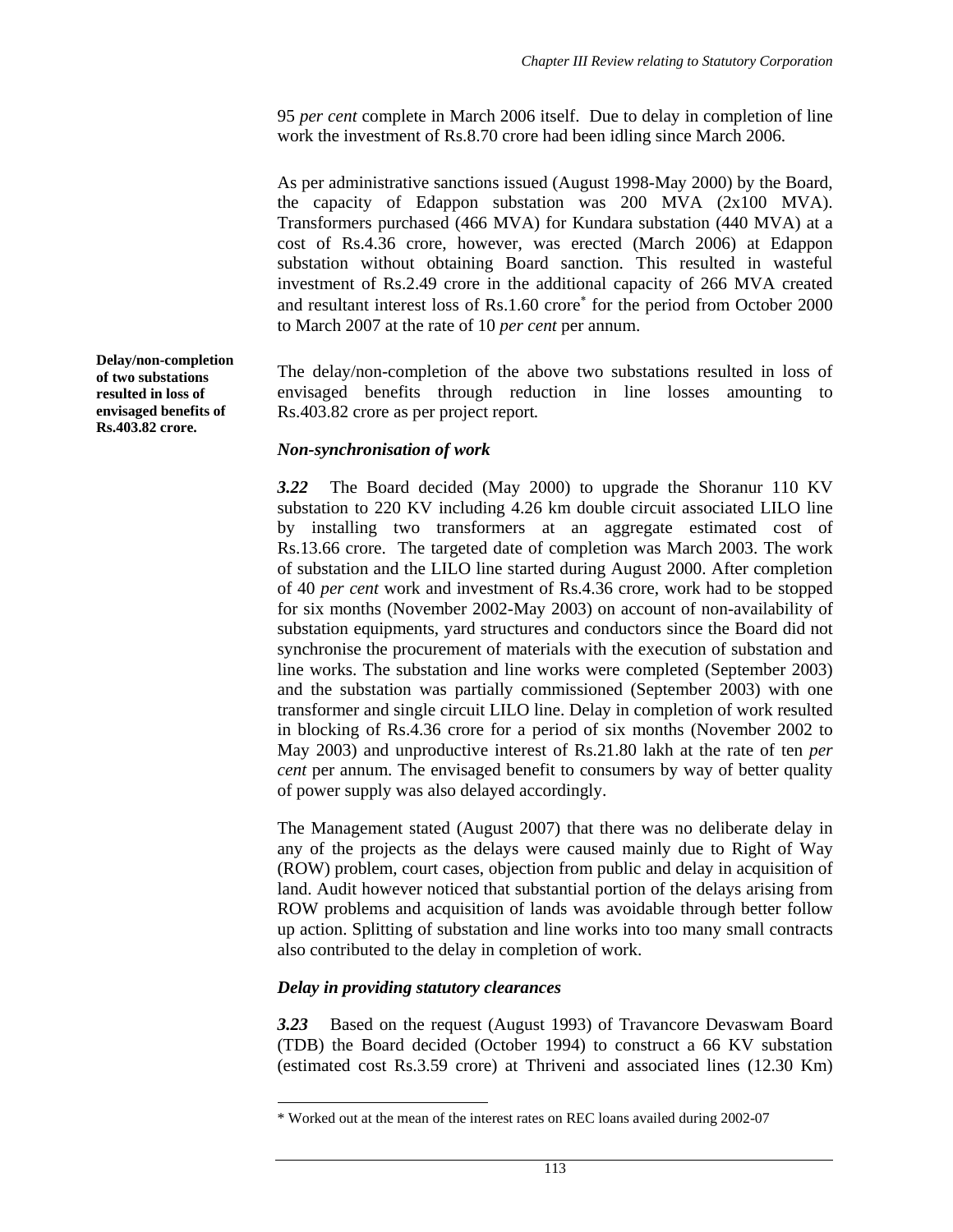95 *per cent* complete in March 2006 itself. Due to delay in completion of line work the investment of Rs.8.70 crore had been idling since March 2006.

As per administrative sanctions issued (August 1998-May 2000) by the Board, the capacity of Edappon substation was 200 MVA (2x100 MVA). Transformers purchased (466 MVA) for Kundara substation (440 MVA) at a cost of Rs.4.36 crore, however, was erected (March 2006) at Edappon substation without obtaining Board sanction. This resulted in wasteful investment of Rs.2.49 crore in the additional capacity of 266 MVA created and resultant interest loss of Rs.1.60 crore* for the period from October 2000 to March 2007 at the rate of 10 *per cent* per annum.

**Delay/non-completion of two substations resulted in loss of envisaged benefits of Rs.403.82 crore.**

The delay/non-completion of the above two substations resulted in loss of envisaged benefits through reduction in line losses amounting to Rs.403.82 crore as per project report.

### *Non-synchronisation of work*

***3.22*** The Board decided (May 2000) to upgrade the Shoranur 110 KV substation to 220 KV including 4.26 km double circuit associated LILO line by installing two transformers at an aggregate estimated cost of Rs.13.66 crore. The targeted date of completion was March 2003. The work of substation and the LILO line started during August 2000. After completion of 40 *per cent* work and investment of Rs.4.36 crore, work had to be stopped for six months (November 2002-May 2003) on account of non-availability of substation equipments, yard structures and conductors since the Board did not synchronise the procurement of materials with the execution of substation and line works. The substation and line works were completed (September 2003) and the substation was partially commissioned (September 2003) with one transformer and single circuit LILO line. Delay in completion of work resulted in blocking of Rs.4.36 crore for a period of six months (November 2002 to May 2003) and unproductive interest of Rs.21.80 lakh at the rate of ten *per cent* per annum. The envisaged benefit to consumers by way of better quality of power supply was also delayed accordingly.

The Management stated (August 2007) that there was no deliberate delay in any of the projects as the delays were caused mainly due to Right of Way (ROW) problem, court cases, objection from public and delay in acquisition of land. Audit however noticed that substantial portion of the delays arising from ROW problems and acquisition of lands was avoidable through better follow up action. Splitting of substation and line works into too many small contracts also contributed to the delay in completion of work.

### *Delay in providing statutory clearances*

***3.23*** Based on the request (August 1993) of Travancore Devaswam Board (TDB) the Board decided (October 1994) to construct a 66 KV substation (estimated cost Rs.3.59 crore) at Thriveni and associated lines (12.30 Km)

---

* Worked out at the mean of the interest rates on REC loans availed during 2002-07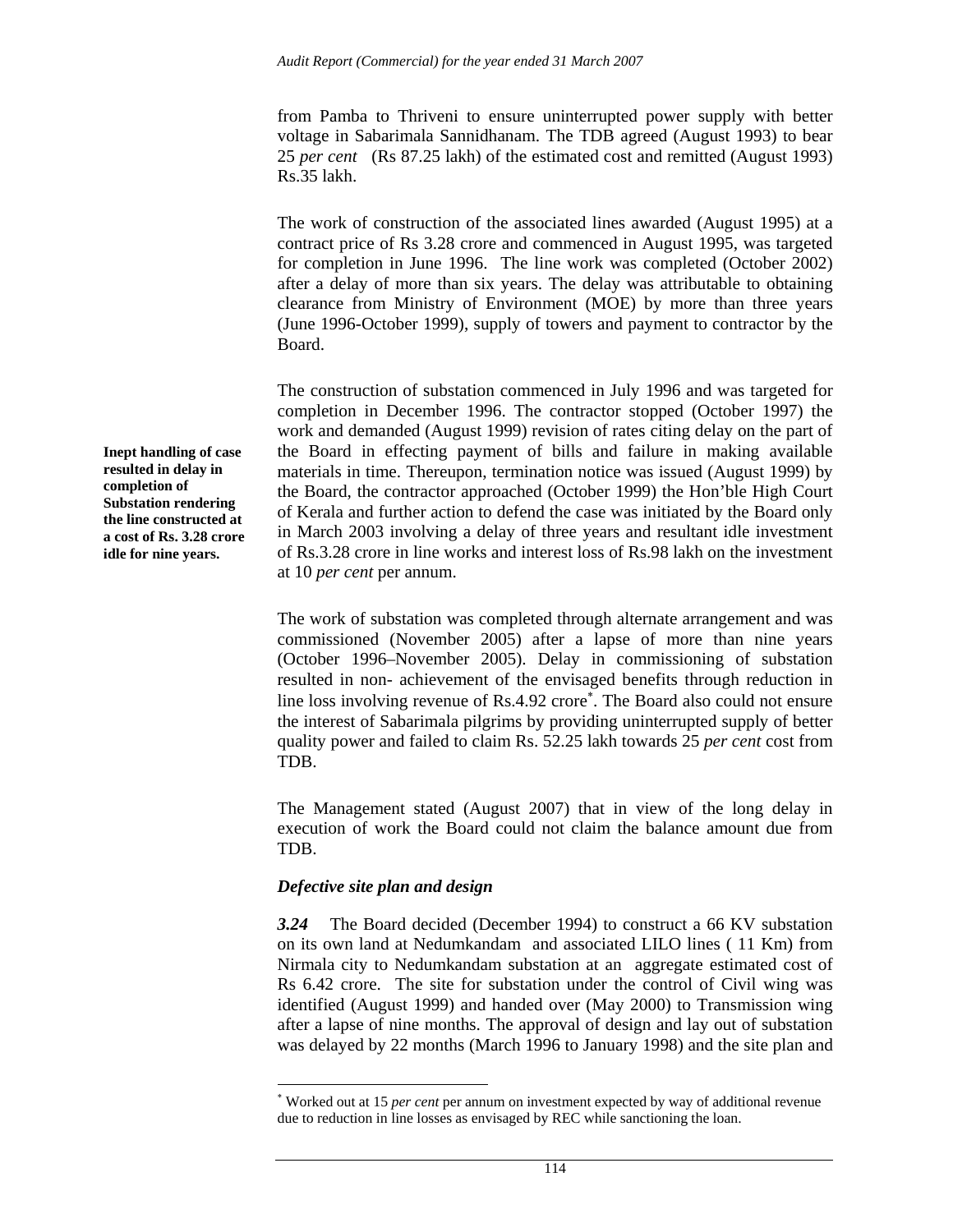from Pamba to Thriveni to ensure uninterrupted power supply with better voltage in Sabarimala Sannidhanam. The TDB agreed (August 1993) to bear 25 *per cent* (Rs 87.25 lakh) of the estimated cost and remitted (August 1993) Rs.35 lakh.

The work of construction of the associated lines awarded (August 1995) at a contract price of Rs 3.28 crore and commenced in August 1995, was targeted for completion in June 1996. The line work was completed (October 2002) after a delay of more than six years. The delay was attributable to obtaining clearance from Ministry of Environment (MOE) by more than three years (June 1996-October 1999), supply of towers and payment to contractor by the Board.

**Inept handling of case resulted in delay in completion of Substation rendering the line constructed at a cost of Rs. 3.28 crore idle for nine years.**

The construction of substation commenced in July 1996 and was targeted for completion in December 1996. The contractor stopped (October 1997) the work and demanded (August 1999) revision of rates citing delay on the part of the Board in effecting payment of bills and failure in making available materials in time. Thereupon, termination notice was issued (August 1999) by the Board, the contractor approached (October 1999) the Hon'ble High Court of Kerala and further action to defend the case was initiated by the Board only in March 2003 involving a delay of three years and resultant idle investment of Rs.3.28 crore in line works and interest loss of Rs.98 lakh on the investment at 10 *per cent* per annum.

The work of substation was completed through alternate arrangement and was commissioned (November 2005) after a lapse of more than nine years (October 1996–November 2005). Delay in commissioning of substation resulted in non- achievement of the envisaged benefits through reduction in line loss involving revenue of Rs.4.92 crore*. The Board also could not ensure the interest of Sabarimala pilgrims by providing uninterrupted supply of better quality power and failed to claim Rs. 52.25 lakh towards 25 *per cent* cost from TDB.

The Management stated (August 2007) that in view of the long delay in execution of work the Board could not claim the balance amount due from TDB.

### *Defective site plan and design*

***3.24*** The Board decided (December 1994) to construct a 66 KV substation on its own land at Nedumkandam and associated LILO lines ( 11 Km) from Nirmala city to Nedumkandam substation at an aggregate estimated cost of Rs 6.42 crore. The site for substation under the control of Civil wing was identified (August 1999) and handed over (May 2000) to Transmission wing after a lapse of nine months. The approval of design and lay out of substation was delayed by 22 months (March 1996 to January 1998) and the site plan and

---

\* Worked out at 15 *per cent* per annum on investment expected by way of additional revenue due to reduction in line losses as envisaged by REC while sanctioning the loan.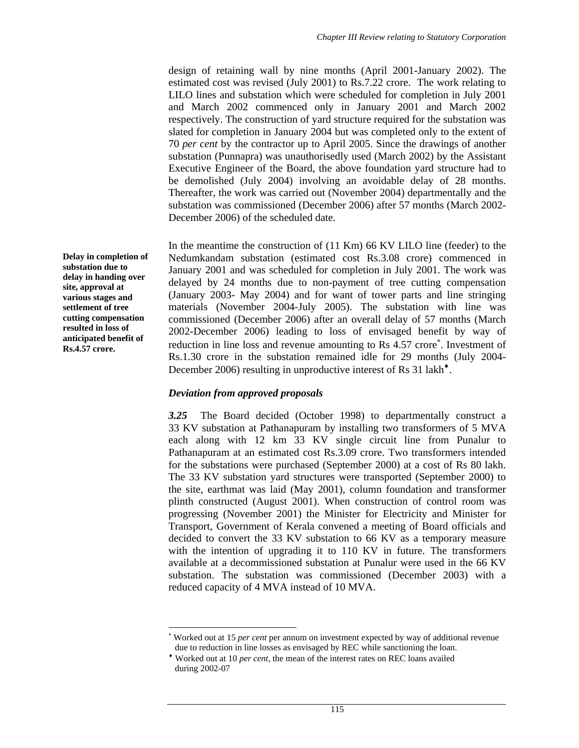design of retaining wall by nine months (April 2001-January 2002). The estimated cost was revised (July 2001) to Rs.7.22 crore. The work relating to LILO lines and substation which were scheduled for completion in July 2001 and March 2002 commenced only in January 2001 and March 2002 respectively. The construction of yard structure required for the substation was slated for completion in January 2004 but was completed only to the extent of 70 *per cent* by the contractor up to April 2005. Since the drawings of another substation (Punnapra) was unauthorisedly used (March 2002) by the Assistant Executive Engineer of the Board, the above foundation yard structure had to be demolished (July 2004) involving an avoidable delay of 28 months. Thereafter, the work was carried out (November 2004) departmentally and the substation was commissioned (December 2006) after 57 months (March 2002-December 2006) of the scheduled date.

**Delay in completion of substation due to delay in handing over site, approval at various stages and settlement of tree cutting compensation resulted in loss of anticipated benefit of Rs.4.57 crore.**

In the meantime the construction of (11 Km) 66 KV LILO line (feeder) to the Nedumkandam substation (estimated cost Rs.3.08 crore) commenced in January 2001 and was scheduled for completion in July 2001. The work was delayed by 24 months due to non-payment of tree cutting compensation (January 2003- May 2004) and for want of tower parts and line stringing materials (November 2004-July 2005). The substation with line was commissioned (December 2006) after an overall delay of 57 months (March 2002-December 2006) leading to loss of envisaged benefit by way of reduction in line loss and revenue amounting to Rs 4.57 crore*. Investment of Rs.1.30 crore in the substation remained idle for 29 months (July 2004-December 2006) resulting in unproductive interest of Rs 31 lakh♦.

### *Deviation from approved proposals*

***3.25*** The Board decided (October 1998) to departmentally construct a 33 KV substation at Pathanapuram by installing two transformers of 5 MVA each along with 12 km 33 KV single circuit line from Punalur to Pathanapuram at an estimated cost Rs.3.09 crore. Two transformers intended for the substations were purchased (September 2000) at a cost of Rs 80 lakh. The 33 KV substation yard structures were transported (September 2000) to the site, earthmat was laid (May 2001), column foundation and transformer plinth constructed (August 2001). When construction of control room was progressing (November 2001) the Minister for Electricity and Minister for Transport, Government of Kerala convened a meeting of Board officials and decided to convert the 33 KV substation to 66 KV as a temporary measure with the intention of upgrading it to 110 KV in future. The transformers available at a decommissioned substation at Punalur were used in the 66 KV substation. The substation was commissioned (December 2003) with a reduced capacity of 4 MVA instead of 10 MVA.

---

* Worked out at 15 *per cent* per annum on investment expected by way of additional revenue due to reduction in line losses as envisaged by REC while sanctioning the loan.

♦ Worked out at 10 *per cent*, the mean of the interest rates on REC loans availed during 2002-07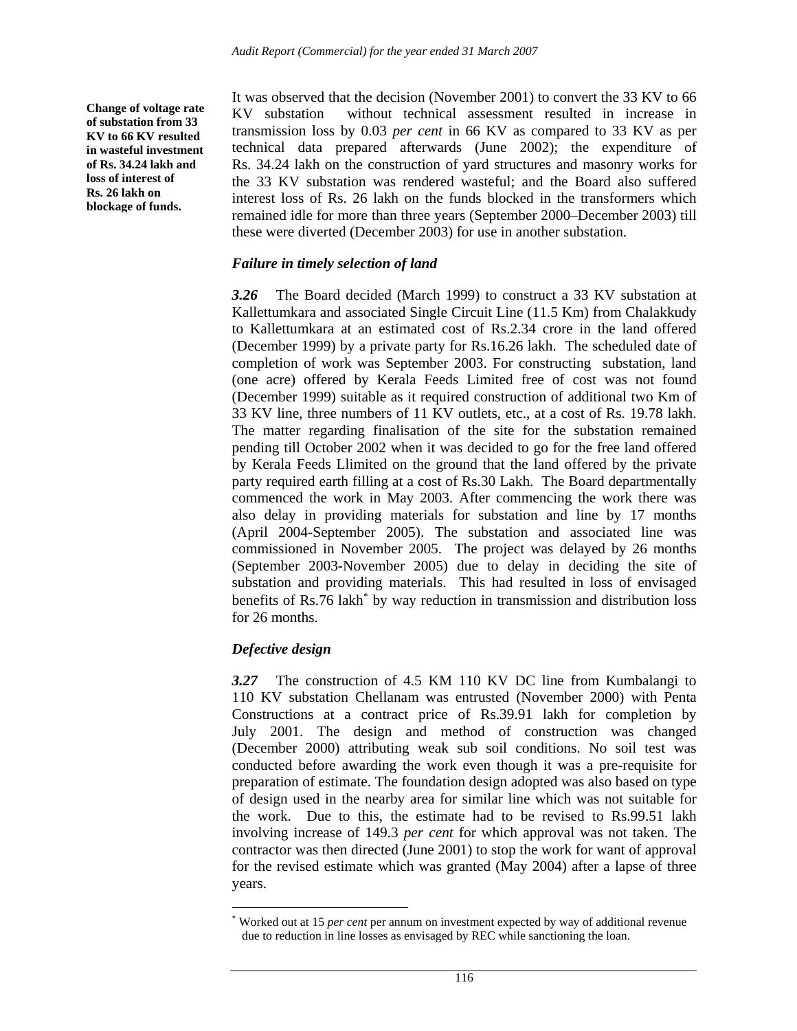**Change of voltage rate of substation from 33 KV to 66 KV resulted in wasteful investment of Rs. 34.24 lakh and loss of interest of Rs. 26 lakh on blockage of funds.**

It was observed that the decision (November 2001) to convert the 33 KV to 66 KV substation without technical assessment resulted in increase in transmission loss by 0.03 *per cent* in 66 KV as compared to 33 KV as per technical data prepared afterwards (June 2002); the expenditure of Rs. 34.24 lakh on the construction of yard structures and masonry works for the 33 KV substation was rendered wasteful; and the Board also suffered interest loss of Rs. 26 lakh on the funds blocked in the transformers which remained idle for more than three years (September 2000–December 2003) till these were diverted (December 2003) for use in another substation.

### *Failure in timely selection of land*

***3.26*** The Board decided (March 1999) to construct a 33 KV substation at Kallettumkara and associated Single Circuit Line (11.5 Km) from Chalakkudy to Kallettumkara at an estimated cost of Rs.2.34 crore in the land offered (December 1999) by a private party for Rs.16.26 lakh. The scheduled date of completion of work was September 2003. For constructing substation, land (one acre) offered by Kerala Feeds Limited free of cost was not found (December 1999) suitable as it required construction of additional two Km of 33 KV line, three numbers of 11 KV outlets, etc., at a cost of Rs. 19.78 lakh. The matter regarding finalisation of the site for the substation remained pending till October 2002 when it was decided to go for the free land offered by Kerala Feeds Llimited on the ground that the land offered by the private party required earth filling at a cost of Rs.30 Lakh. The Board departmentally commenced the work in May 2003. After commencing the work there was also delay in providing materials for substation and line by 17 months (April 2004-September 2005). The substation and associated line was commissioned in November 2005. The project was delayed by 26 months (September 2003-November 2005) due to delay in deciding the site of substation and providing materials. This had resulted in loss of envisaged benefits of Rs.76 lakh[*] by way reduction in transmission and distribution loss for 26 months.

### *Defective design*

***3.27*** The construction of 4.5 KM 110 KV DC line from Kumbalangi to 110 KV substation Chellanam was entrusted (November 2000) with Penta Constructions at a contract price of Rs.39.91 lakh for completion by July 2001. The design and method of construction was changed (December 2000) attributing weak sub soil conditions. No soil test was conducted before awarding the work even though it was a pre-requisite for preparation of estimate. The foundation design adopted was also based on type of design used in the nearby area for similar line which was not suitable for the work. Due to this, the estimate had to be revised to Rs.99.51 lakh involving increase of 149.3 *per cent* for which approval was not taken. The contractor was then directed (June 2001) to stop the work for want of approval for the revised estimate which was granted (May 2004) after a lapse of three years.

---

[*] Worked out at 15 *per cent* per annum on investment expected by way of additional revenue due to reduction in line losses as envisaged by REC while sanctioning the loan.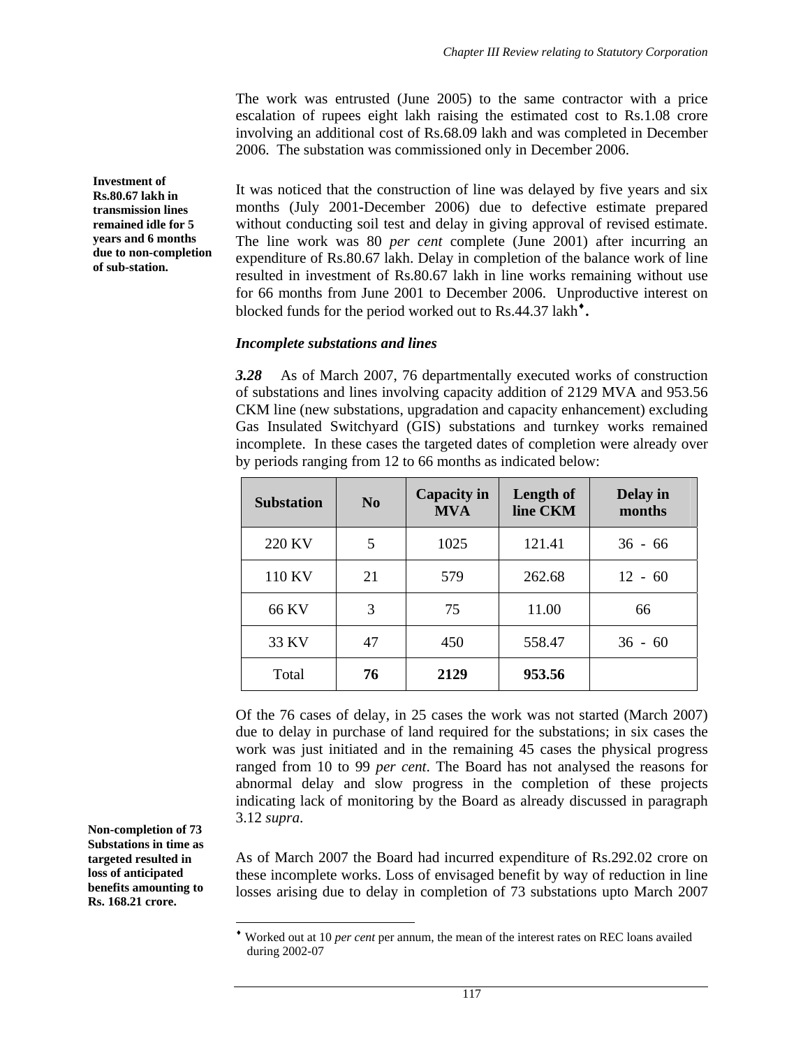The work was entrusted (June 2005) to the same contractor with a price escalation of rupees eight lakh raising the estimated cost to Rs.1.08 crore involving an additional cost of Rs.68.09 lakh and was completed in December 2006. The substation was commissioned only in December 2006.

**Investment of Rs.80.67 lakh in transmission lines remained idle for 5 years and 6 months due to non-completion of sub-station.**

It was noticed that the construction of line was delayed by five years and six months (July 2001-December 2006) due to defective estimate prepared without conducting soil test and delay in giving approval of revised estimate. The line work was 80 *per cent* complete (June 2001) after incurring an expenditure of Rs.80.67 lakh. Delay in completion of the balance work of line resulted in investment of Rs.80.67 lakh in line works remaining without use for 66 months from June 2001 to December 2006. Unproductive interest on blocked funds for the period worked out to Rs.44.37 lakh[♦].

### *Incomplete substations and lines*

***3.28*** As of March 2007, 76 departmentally executed works of construction of substations and lines involving capacity addition of 2129 MVA and 953.56 CKM line (new substations, upgradation and capacity enhancement) excluding Gas Insulated Switchyard (GIS) substations and turnkey works remained incomplete. In these cases the targeted dates of completion were already over by periods ranging from 12 to 66 months as indicated below:

| Substation | No | Capacity in MVA | Length of line CKM | Delay in months |
|---|---|---|---|---|
| 220 KV | 5 | 1025 | 121.41 | 36 - 66 |
| 110 KV | 21 | 579 | 262.68 | 12 - 60 |
| 66 KV | 3 | 75 | 11.00 | 66 |
| 33 KV | 47 | 450 | 558.47 | 36 - 60 |
| Total | **76** | **2129** | **953.56** | |

Of the 76 cases of delay, in 25 cases the work was not started (March 2007) due to delay in purchase of land required for the substations; in six cases the work was just initiated and in the remaining 45 cases the physical progress ranged from 10 to 99 *per cent*. The Board has not analysed the reasons for abnormal delay and slow progress in the completion of these projects indicating lack of monitoring by the Board as already discussed in paragraph 3.12 *supra*.

**Non-completion of 73 Substations in time as targeted resulted in loss of anticipated benefits amounting to Rs. 168.21 crore.**

As of March 2007 the Board had incurred expenditure of Rs.292.02 crore on these incomplete works. Loss of envisaged benefit by way of reduction in line losses arising due to delay in completion of 73 substations upto March 2007

---

[♦] Worked out at 10 *per cent* per annum, the mean of the interest rates on REC loans availed during 2002-07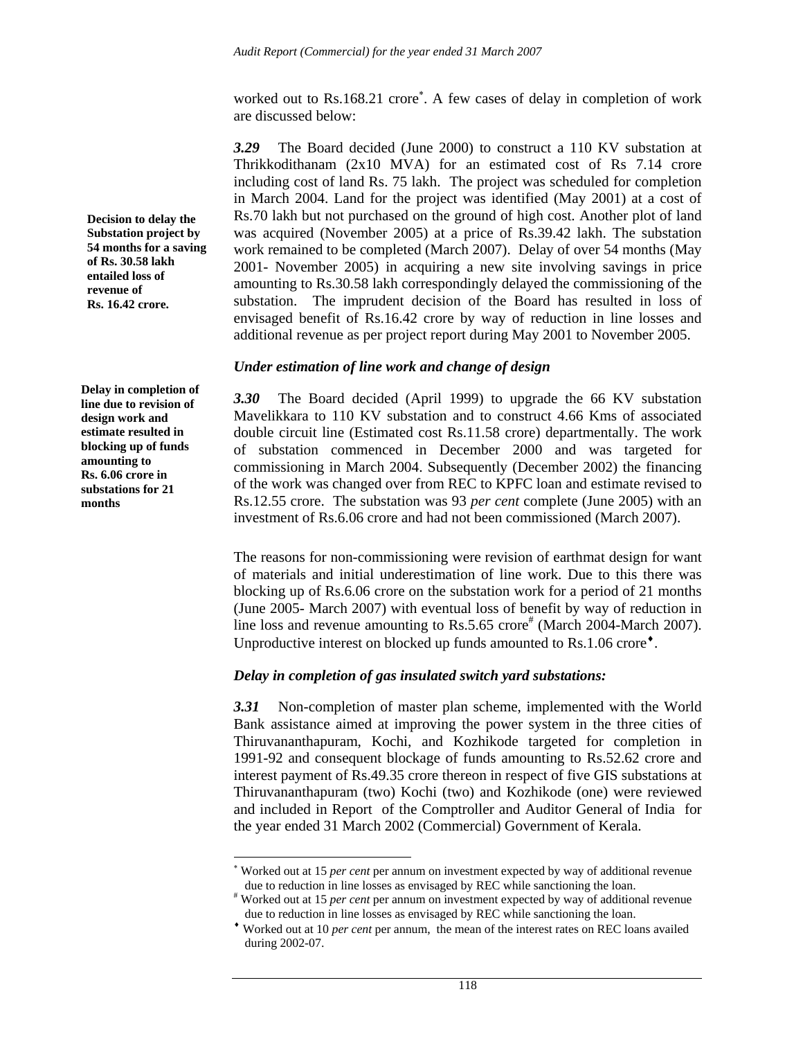worked out to Rs.168.21 crore[*]. A few cases of delay in completion of work are discussed below:

**Decision to delay the Substation project by 54 months for a saving of Rs. 30.58 lakh entailed loss of revenue of Rs. 16.42 crore.**

***3.29*** The Board decided (June 2000) to construct a 110 KV substation at Thrikkodithanam (2x10 MVA) for an estimated cost of Rs 7.14 crore including cost of land Rs. 75 lakh. The project was scheduled for completion in March 2004. Land for the project was identified (May 2001) at a cost of Rs.70 lakh but not purchased on the ground of high cost. Another plot of land was acquired (November 2005) at a price of Rs.39.42 lakh. The substation work remained to be completed (March 2007). Delay of over 54 months (May 2001- November 2005) in acquiring a new site involving savings in price amounting to Rs.30.58 lakh correspondingly delayed the commissioning of the substation. The imprudent decision of the Board has resulted in loss of envisaged benefit of Rs.16.42 crore by way of reduction in line losses and additional revenue as per project report during May 2001 to November 2005.

### *Under estimation of line work and change of design*

**Delay in completion of line due to revision of design work and estimate resulted in blocking up of funds amounting to Rs. 6.06 crore in substations for 21 months**

***3.30*** The Board decided (April 1999) to upgrade the 66 KV substation Mavelikkara to 110 KV substation and to construct 4.66 Kms of associated double circuit line (Estimated cost Rs.11.58 crore) departmentally. The work of substation commenced in December 2000 and was targeted for commissioning in March 2004. Subsequently (December 2002) the financing of the work was changed over from REC to KPFC loan and estimate revised to Rs.12.55 crore. The substation was 93 *per cent* complete (June 2005) with an investment of Rs.6.06 crore and had not been commissioned (March 2007).

The reasons for non-commissioning were revision of earthmat design for want of materials and initial underestimation of line work. Due to this there was blocking up of Rs.6.06 crore on the substation work for a period of 21 months (June 2005- March 2007) with eventual loss of benefit by way of reduction in line loss and revenue amounting to Rs.5.65 crore[#] (March 2004-March 2007). Unproductive interest on blocked up funds amounted to Rs.1.06 crore[♦].

### *Delay in completion of gas insulated switch yard substations:*

***3.31*** Non-completion of master plan scheme, implemented with the World Bank assistance aimed at improving the power system in the three cities of Thiruvananthapuram, Kochi, and Kozhikode targeted for completion in 1991-92 and consequent blockage of funds amounting to Rs.52.62 crore and interest payment of Rs.49.35 crore thereon in respect of five GIS substations at Thiruvananthapuram (two) Kochi (two) and Kozhikode (one) were reviewed and included in Report of the Comptroller and Auditor General of India for the year ended 31 March 2002 (Commercial) Government of Kerala.

---

[*] Worked out at 15 *per cent* per annum on investment expected by way of additional revenue due to reduction in line losses as envisaged by REC while sanctioning the loan.

[#] Worked out at 15 *per cent* per annum on investment expected by way of additional revenue due to reduction in line losses as envisaged by REC while sanctioning the loan.

[♦] Worked out at 10 *per cent* per annum, the mean of the interest rates on REC loans availed during 2002-07.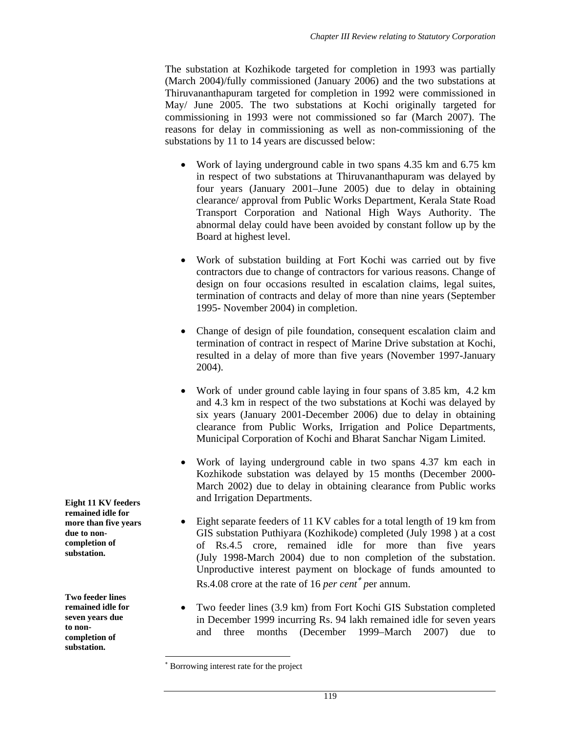The substation at Kozhikode targeted for completion in 1993 was partially (March 2004)/fully commissioned (January 2006) and the two substations at Thiruvananthapuram targeted for completion in 1992 were commissioned in May/ June 2005. The two substations at Kochi originally targeted for commissioning in 1993 were not commissioned so far (March 2007). The reasons for delay in commissioning as well as non-commissioning of the substations by 11 to 14 years are discussed below:

- Work of laying underground cable in two spans 4.35 km and 6.75 km in respect of two substations at Thiruvananthapuram was delayed by four years (January 2001–June 2005) due to delay in obtaining clearance/ approval from Public Works Department, Kerala State Road Transport Corporation and National High Ways Authority. The abnormal delay could have been avoided by constant follow up by the Board at highest level.

- Work of substation building at Fort Kochi was carried out by five contractors due to change of contractors for various reasons. Change of design on four occasions resulted in escalation claims, legal suites, termination of contracts and delay of more than nine years (September 1995- November 2004) in completion.

- Change of design of pile foundation, consequent escalation claim and termination of contract in respect of Marine Drive substation at Kochi, resulted in a delay of more than five years (November 1997-January 2004).

- Work of under ground cable laying in four spans of 3.85 km, 4.2 km and 4.3 km in respect of the two substations at Kochi was delayed by six years (January 2001-December 2006) due to delay in obtaining clearance from Public Works, Irrigation and Police Departments, Municipal Corporation of Kochi and Bharat Sanchar Nigam Limited.

- Work of laying underground cable in two spans 4.37 km each in Kozhikode substation was delayed by 15 months (December 2000-March 2002) due to delay in obtaining clearance from Public works and Irrigation Departments.

**Eight 11 KV feeders remained idle for more than five years due to non-completion of substation.**

- Eight separate feeders of 11 KV cables for a total length of 19 km from GIS substation Puthiyara (Kozhikode) completed (July 1998 ) at a cost of Rs.4.5 crore, remained idle for more than five years (July 1998-March 2004) due to non completion of the substation. Unproductive interest payment on blockage of funds amounted to Rs.4.08 crore at the rate of 16 *per cent*[*] per annum.

**Two feeder lines remained idle for seven years due to non-completion of substation.**

- Two feeder lines (3.9 km) from Fort Kochi GIS Substation completed in December 1999 incurring Rs. 94 lakh remained idle for seven years and three months (December 1999–March 2007) due to

[*] Borrowing interest rate for the project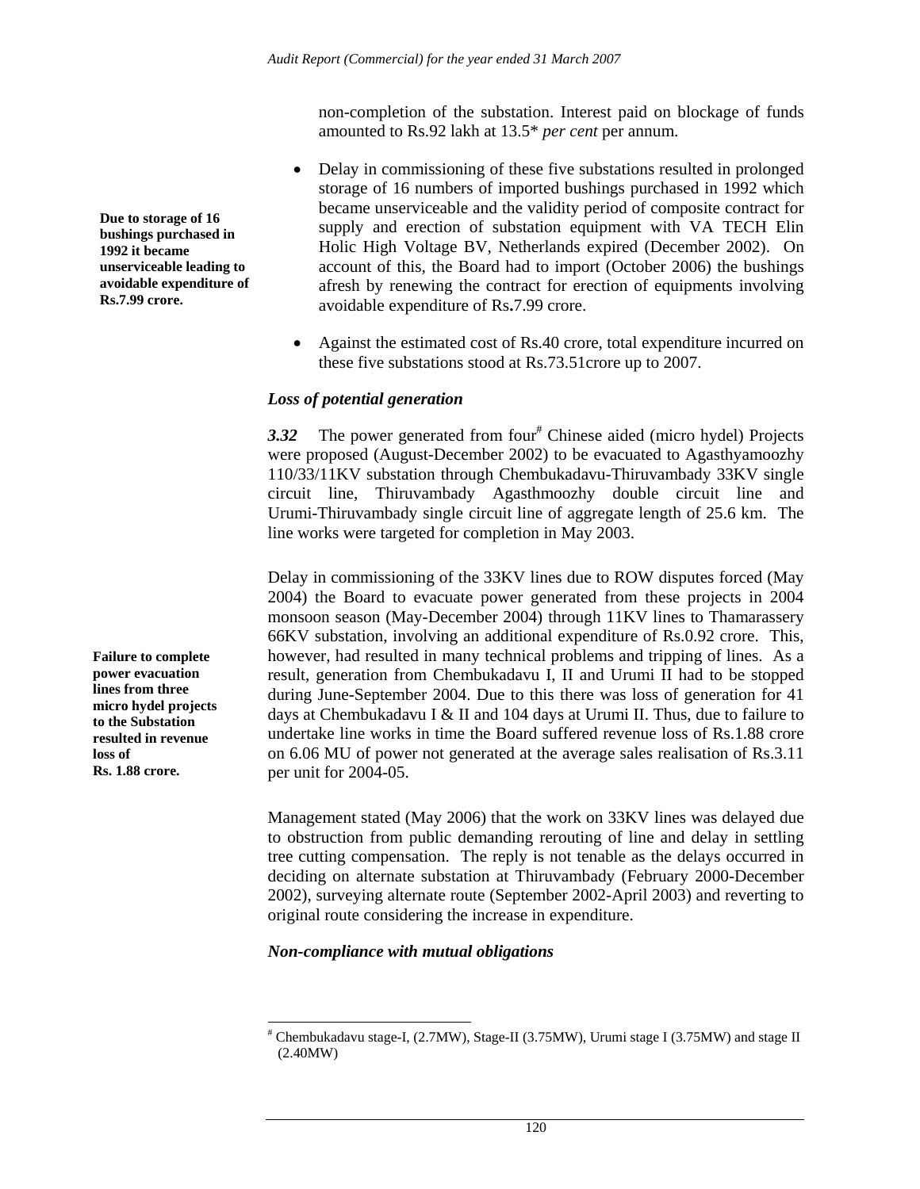non-completion of the substation. Interest paid on blockage of funds amounted to Rs.92 lakh at 13.5* *per cent* per annum.

**Due to storage of 16 bushings purchased in 1992 it became unserviceable leading to avoidable expenditure of Rs.7.99 crore.**

- Delay in commissioning of these five substations resulted in prolonged storage of 16 numbers of imported bushings purchased in 1992 which became unserviceable and the validity period of composite contract for supply and erection of substation equipment with VA TECH Elin Holic High Voltage BV, Netherlands expired (December 2002). On account of this, the Board had to import (October 2006) the bushings afresh by renewing the contract for erection of equipments involving avoidable expenditure of Rs.7.99 crore.
- Against the estimated cost of Rs.40 crore, total expenditure incurred on these five substations stood at Rs.73.51crore up to 2007.

### *Loss of potential generation*

***3.32*** The power generated from four# Chinese aided (micro hydel) Projects were proposed (August-December 2002) to be evacuated to Agasthyamoozhy 110/33/11KV substation through Chembukadavu-Thiruvambady 33KV single circuit line, Thiruvambady Agasthmoozhy double circuit line and Urumi-Thiruvambady single circuit line of aggregate length of 25.6 km. The line works were targeted for completion in May 2003.

**Failure to complete power evacuation lines from three micro hydel projects to the Substation resulted in revenue loss of Rs. 1.88 crore.**

Delay in commissioning of the 33KV lines due to ROW disputes forced (May 2004) the Board to evacuate power generated from these projects in 2004 monsoon season (May-December 2004) through 11KV lines to Thamarassery 66KV substation, involving an additional expenditure of Rs.0.92 crore. This, however, had resulted in many technical problems and tripping of lines. As a result, generation from Chembukadavu I, II and Urumi II had to be stopped during June-September 2004. Due to this there was loss of generation for 41 days at Chembukadavu I & II and 104 days at Urumi II. Thus, due to failure to undertake line works in time the Board suffered revenue loss of Rs.1.88 crore on 6.06 MU of power not generated at the average sales realisation of Rs.3.11 per unit for 2004-05.

Management stated (May 2006) that the work on 33KV lines was delayed due to obstruction from public demanding rerouting of line and delay in settling tree cutting compensation. The reply is not tenable as the delays occurred in deciding on alternate substation at Thiruvambady (February 2000-December 2002), surveying alternate route (September 2002-April 2003) and reverting to original route considering the increase in expenditure.

### *Non-compliance with mutual obligations*

---

# Chembukadavu stage-I, (2.7MW), Stage-II (3.75MW), Urumi stage I (3.75MW) and stage II (2.40MW)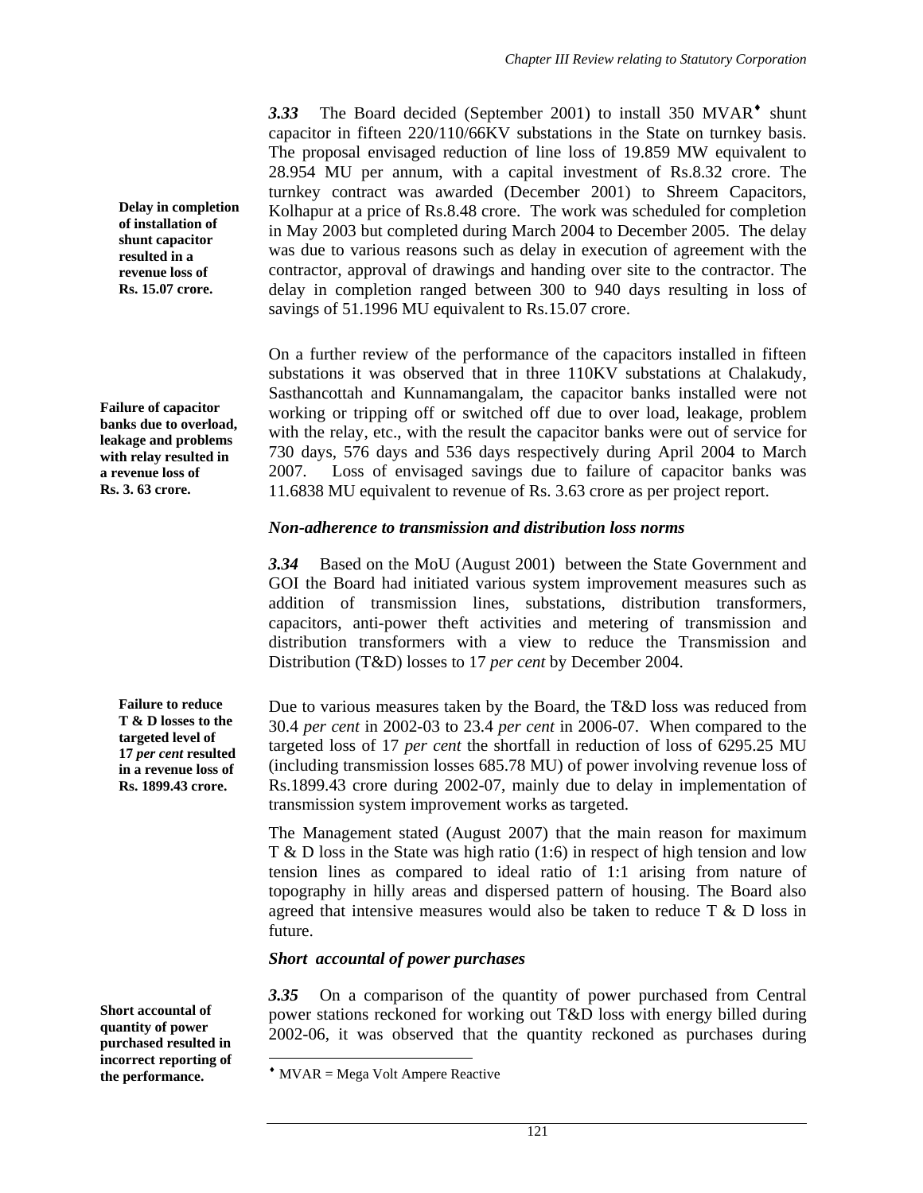**3.33** The Board decided (September 2001) to install 350 MVAR[♦] shunt capacitor in fifteen 220/110/66KV substations in the State on turnkey basis. The proposal envisaged reduction of line loss of 19.859 MW equivalent to 28.954 MU per annum, with a capital investment of Rs.8.32 crore. The turnkey contract was awarded (December 2001) to Shreem Capacitors, Kolhapur at a price of Rs.8.48 crore. The work was scheduled for completion in May 2003 but completed during March 2004 to December 2005. The delay was due to various reasons such as delay in execution of agreement with the contractor, approval of drawings and handing over site to the contractor. The delay in completion ranged between 300 to 940 days resulting in loss of savings of 51.1996 MU equivalent to Rs.15.07 crore.

**Delay in completion of installation of shunt capacitor resulted in a revenue loss of Rs. 15.07 crore.**

On a further review of the performance of the capacitors installed in fifteen substations it was observed that in three 110KV substations at Chalakudy, Sasthancottah and Kunnamangalam, the capacitor banks installed were not working or tripping off or switched off due to over load, leakage, problem with the relay, etc., with the result the capacitor banks were out of service for 730 days, 576 days and 536 days respectively during April 2004 to March 2007. Loss of envisaged savings due to failure of capacitor banks was 11.6838 MU equivalent to revenue of Rs. 3.63 crore as per project report.

**Failure of capacitor banks due to overload, leakage and problems with relay resulted in a revenue loss of Rs. 3. 63 crore.**

### *Non-adherence to transmission and distribution loss norms*

***3.34*** Based on the MoU (August 2001) between the State Government and GOI the Board had initiated various system improvement measures such as addition of transmission lines, substations, distribution transformers, capacitors, anti-power theft activities and metering of transmission and distribution transformers with a view to reduce the Transmission and Distribution (T&D) losses to 17 *per cent* by December 2004.

**Failure to reduce T & D losses to the targeted level of 17 *per cent* resulted in a revenue loss of Rs. 1899.43 crore.**

Due to various measures taken by the Board, the T&D loss was reduced from 30.4 *per cent* in 2002-03 to 23.4 *per cent* in 2006-07. When compared to the targeted loss of 17 *per cent* the shortfall in reduction of loss of 6295.25 MU (including transmission losses 685.78 MU) of power involving revenue loss of Rs.1899.43 crore during 2002-07, mainly due to delay in implementation of transmission system improvement works as targeted.

The Management stated (August 2007) that the main reason for maximum T & D loss in the State was high ratio (1:6) in respect of high tension and low tension lines as compared to ideal ratio of 1:1 arising from nature of topography in hilly areas and dispersed pattern of housing. The Board also agreed that intensive measures would also be taken to reduce T & D loss in future.

### *Short accountal of power purchases*

***3.35*** On a comparison of the quantity of power purchased from Central power stations reckoned for working out T&D loss with energy billed during 2002-06, it was observed that the quantity reckoned as purchases during

**Short accountal of quantity of power purchased resulted in incorrect reporting of the performance.**

---

[♦] MVAR = Mega Volt Ampere Reactive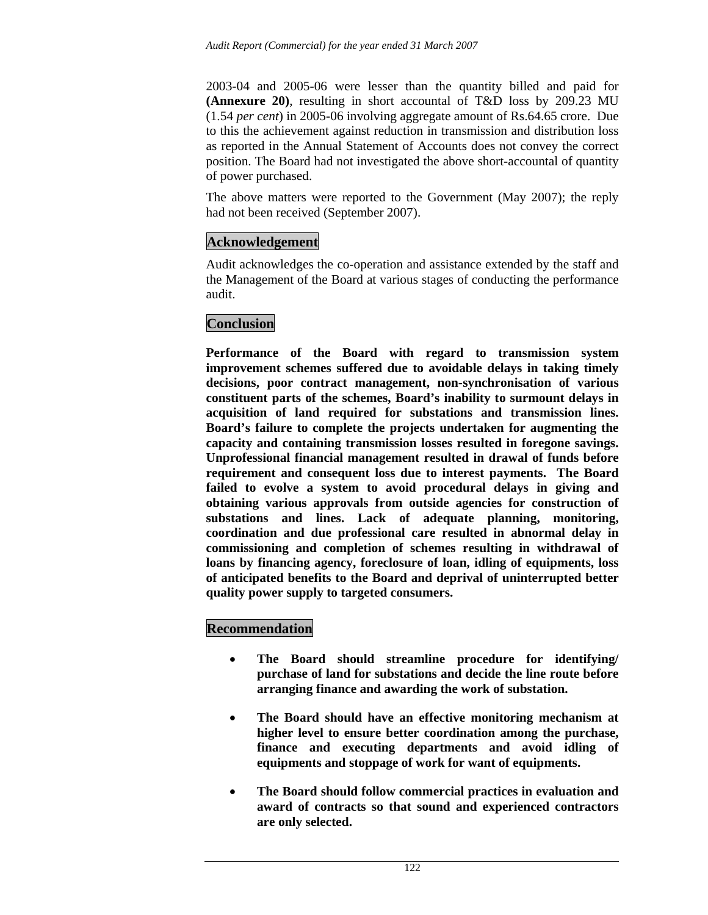2003-04 and 2005-06 were lesser than the quantity billed and paid for **(Annexure 20)**, resulting in short accountal of T&D loss by 209.23 MU (1.54 *per cent*) in 2005-06 involving aggregate amount of Rs.64.65 crore. Due to this the achievement against reduction in transmission and distribution loss as reported in the Annual Statement of Accounts does not convey the correct position. The Board had not investigated the above short-accountal of quantity of power purchased.

The above matters were reported to the Government (May 2007); the reply had not been received (September 2007).

## Acknowledgement

Audit acknowledges the co-operation and assistance extended by the staff and the Management of the Board at various stages of conducting the performance audit.

## Conclusion

**Performance of the Board with regard to transmission system improvement schemes suffered due to avoidable delays in taking timely decisions, poor contract management, non-synchronisation of various constituent parts of the schemes, Board's inability to surmount delays in acquisition of land required for substations and transmission lines. Board's failure to complete the projects undertaken for augmenting the capacity and containing transmission losses resulted in foregone savings. Unprofessional financial management resulted in drawal of funds before requirement and consequent loss due to interest payments. The Board failed to evolve a system to avoid procedural delays in giving and obtaining various approvals from outside agencies for construction of substations and lines. Lack of adequate planning, monitoring, coordination and due professional care resulted in abnormal delay in commissioning and completion of schemes resulting in withdrawal of loans by financing agency, foreclosure of loan, idling of equipments, loss of anticipated benefits to the Board and deprival of uninterrupted better quality power supply to targeted consumers.**

## Recommendation

- **The Board should streamline procedure for identifying/ purchase of land for substations and decide the line route before arranging finance and awarding the work of substation.**
- **The Board should have an effective monitoring mechanism at higher level to ensure better coordination among the purchase, finance and executing departments and avoid idling of equipments and stoppage of work for want of equipments.**
- **The Board should follow commercial practices in evaluation and award of contracts so that sound and experienced contractors are only selected.**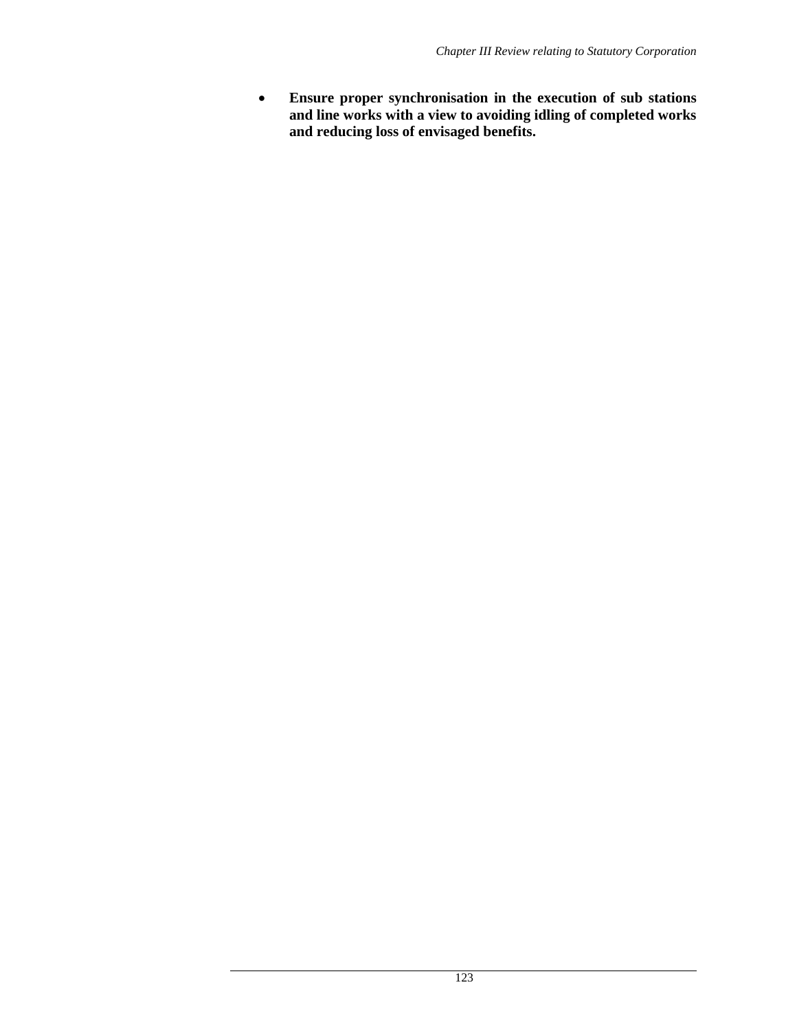- **Ensure proper synchronisation in the execution of sub stations and line works with a view to avoiding idling of completed works and reducing loss of envisaged benefits.**